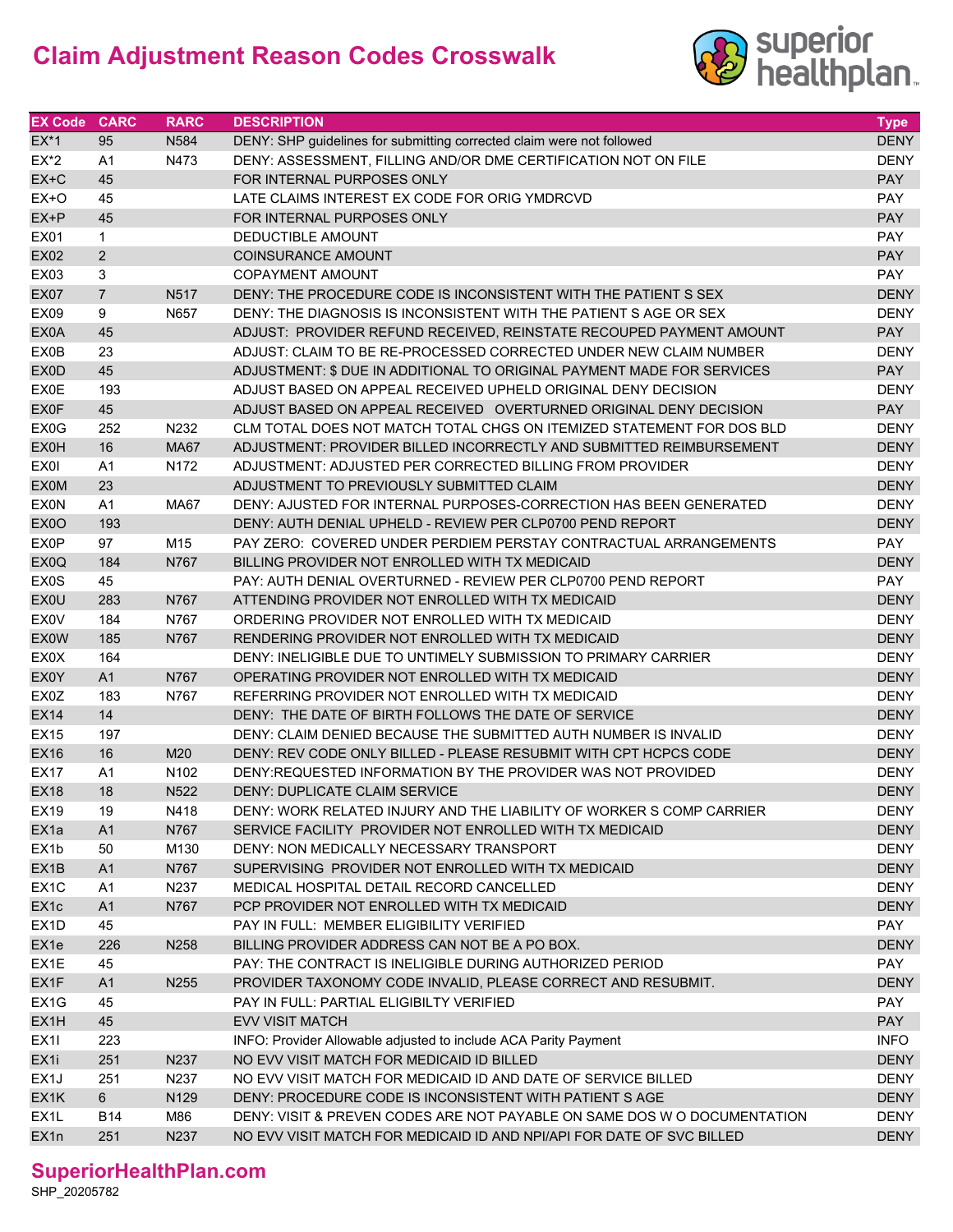# Claim Adjustment Reason Codes Crosswalk

| EX Code | CARC | RARC | DESCRIPTION | Type |
|---|---|---|---|---|
| EX*1 | 95 | N584 | DENY: SHP guidelines for submitting corrected claim were not followed | DENY |
| EX*2 | A1 | N473 | DENY: ASSESSMENT, FILLING AND/OR DME CERTIFICATION NOT ON FILE | DENY |
| EX+C | 45 | | FOR INTERNAL PURPOSES ONLY | PAY |
| EX+O | 45 | | LATE CLAIMS INTEREST EX CODE FOR ORIG YMDRCVD | PAY |
| EX+P | 45 | | FOR INTERNAL PURPOSES ONLY | PAY |
| EX01 | 1 | | DEDUCTIBLE AMOUNT | PAY |
| EX02 | 2 | | COINSURANCE AMOUNT | PAY |
| EX03 | 3 | | COPAYMENT AMOUNT | PAY |
| EX07 | 7 | N517 | DENY: THE PROCEDURE CODE IS INCONSISTENT WITH THE PATIENT S SEX | DENY |
| EX09 | 9 | N657 | DENY: THE DIAGNOSIS IS INCONSISTENT WITH THE PATIENT S AGE OR SEX | DENY |
| EX0A | 45 | | ADJUST: PROVIDER REFUND RECEIVED, REINSTATE RECOUPED PAYMENT AMOUNT | PAY |
| EX0B | 23 | | ADJUST: CLAIM TO BE RE-PROCESSED CORRECTED UNDER NEW CLAIM NUMBER | DENY |
| EX0D | 45 | | ADJUSTMENT: $ DUE IN ADDITIONAL TO ORIGINAL PAYMENT MADE FOR SERVICES | PAY |
| EX0E | 193 | | ADJUST BASED ON APPEAL RECEIVED UPHELD ORIGINAL DENY DECISION | DENY |
| EX0F | 45 | | ADJUST BASED ON APPEAL RECEIVED OVERTURNED ORIGINAL DENY DECISION | PAY |
| EX0G | 252 | N232 | CLM TOTAL DOES NOT MATCH TOTAL CHGS ON ITEMIZED STATEMENT FOR DOS BLD | DENY |
| EX0H | 16 | MA67 | ADJUSTMENT: PROVIDER BILLED INCORRECTLY AND SUBMITTED REIMBURSEMENT | DENY |
| EX0I | A1 | N172 | ADJUSTMENT: ADJUSTED PER CORRECTED BILLING FROM PROVIDER | DENY |
| EX0M | 23 | | ADJUSTMENT TO PREVIOUSLY SUBMITTED CLAIM | DENY |
| EX0N | A1 | MA67 | DENY: AJUSTED FOR INTERNAL PURPOSES-CORRECTION HAS BEEN GENERATED | DENY |
| EX0O | 193 | | DENY: AUTH DENIAL UPHELD - REVIEW PER CLP0700 PEND REPORT | DENY |
| EX0P | 97 | M15 | PAY ZERO: COVERED UNDER PERDIEM PERSTAY CONTRACTUAL ARRANGEMENTS | PAY |
| EX0Q | 184 | N767 | BILLING PROVIDER NOT ENROLLED WITH TX MEDICAID | DENY |
| EX0S | 45 | | PAY: AUTH DENIAL OVERTURNED - REVIEW PER CLP0700 PEND REPORT | PAY |
| EX0U | 283 | N767 | ATTENDING PROVIDER NOT ENROLLED WITH TX MEDICAID | DENY |
| EX0V | 184 | N767 | ORDERING PROVIDER NOT ENROLLED WITH TX MEDICAID | DENY |
| EX0W | 185 | N767 | RENDERING PROVIDER NOT ENROLLED WITH TX MEDICAID | DENY |
| EX0X | 164 | | DENY: INELIGIBLE DUE TO UNTIMELY SUBMISSION TO PRIMARY CARRIER | DENY |
| EX0Y | A1 | N767 | OPERATING PROVIDER NOT ENROLLED WITH TX MEDICAID | DENY |
| EX0Z | 183 | N767 | REFERRING PROVIDER NOT ENROLLED WITH TX MEDICAID | DENY |
| EX14 | 14 | | DENY: THE DATE OF BIRTH FOLLOWS THE DATE OF SERVICE | DENY |
| EX15 | 197 | | DENY: CLAIM DENIED BECAUSE THE SUBMITTED AUTH NUMBER IS INVALID | DENY |
| EX16 | 16 | M20 | DENY: REV CODE ONLY BILLED - PLEASE RESUBMIT WITH CPT HCPCS CODE | DENY |
| EX17 | A1 | N102 | DENY:REQUESTED INFORMATION BY THE PROVIDER WAS NOT PROVIDED | DENY |
| EX18 | 18 | N522 | DENY: DUPLICATE CLAIM SERVICE | DENY |
| EX19 | 19 | N418 | DENY: WORK RELATED INJURY AND THE LIABILITY OF WORKER S COMP CARRIER | DENY |
| EX1a | A1 | N767 | SERVICE FACILITY PROVIDER NOT ENROLLED WITH TX MEDICAID | DENY |
| EX1b | 50 | M130 | DENY: NON MEDICALLY NECESSARY TRANSPORT | DENY |
| EX1B | A1 | N767 | SUPERVISING PROVIDER NOT ENROLLED WITH TX MEDICAID | DENY |
| EX1C | A1 | N237 | MEDICAL HOSPITAL DETAIL RECORD CANCELLED | DENY |
| EX1c | A1 | N767 | PCP PROVIDER NOT ENROLLED WITH TX MEDICAID | DENY |
| EX1D | 45 | | PAY IN FULL: MEMBER ELIGIBILITY VERIFIED | PAY |
| EX1e | 226 | N258 | BILLING PROVIDER ADDRESS CAN NOT BE A PO BOX. | DENY |
| EX1E | 45 | | PAY: THE CONTRACT IS INELIGIBLE DURING AUTHORIZED PERIOD | PAY |
| EX1F | A1 | N255 | PROVIDER TAXONOMY CODE INVALID, PLEASE CORRECT AND RESUBMIT. | DENY |
| EX1G | 45 | | PAY IN FULL: PARTIAL ELIGIBILTY VERIFIED | PAY |
| EX1H | 45 | | EVV VISIT MATCH | PAY |
| EX1I | 223 | | INFO: Provider Allowable adjusted to include ACA Parity Payment | INFO |
| EX1i | 251 | N237 | NO EVV VISIT MATCH FOR MEDICAID ID BILLED | DENY |
| EX1J | 251 | N237 | NO EVV VISIT MATCH FOR MEDICAID ID AND DATE OF SERVICE BILLED | DENY |
| EX1K | 6 | N129 | DENY: PROCEDURE CODE IS INCONSISTENT WITH PATIENT S AGE | DENY |
| EX1L | B14 | M86 | DENY: VISIT & PREVEN CODES ARE NOT PAYABLE ON SAME DOS W O DOCUMENTATION | DENY |
| EX1n | 251 | N237 | NO EVV VISIT MATCH FOR MEDICAID ID AND NPI/API FOR DATE OF SVC BILLED | DENY |

**SuperiorHealthPlan.com**

SHP_20205782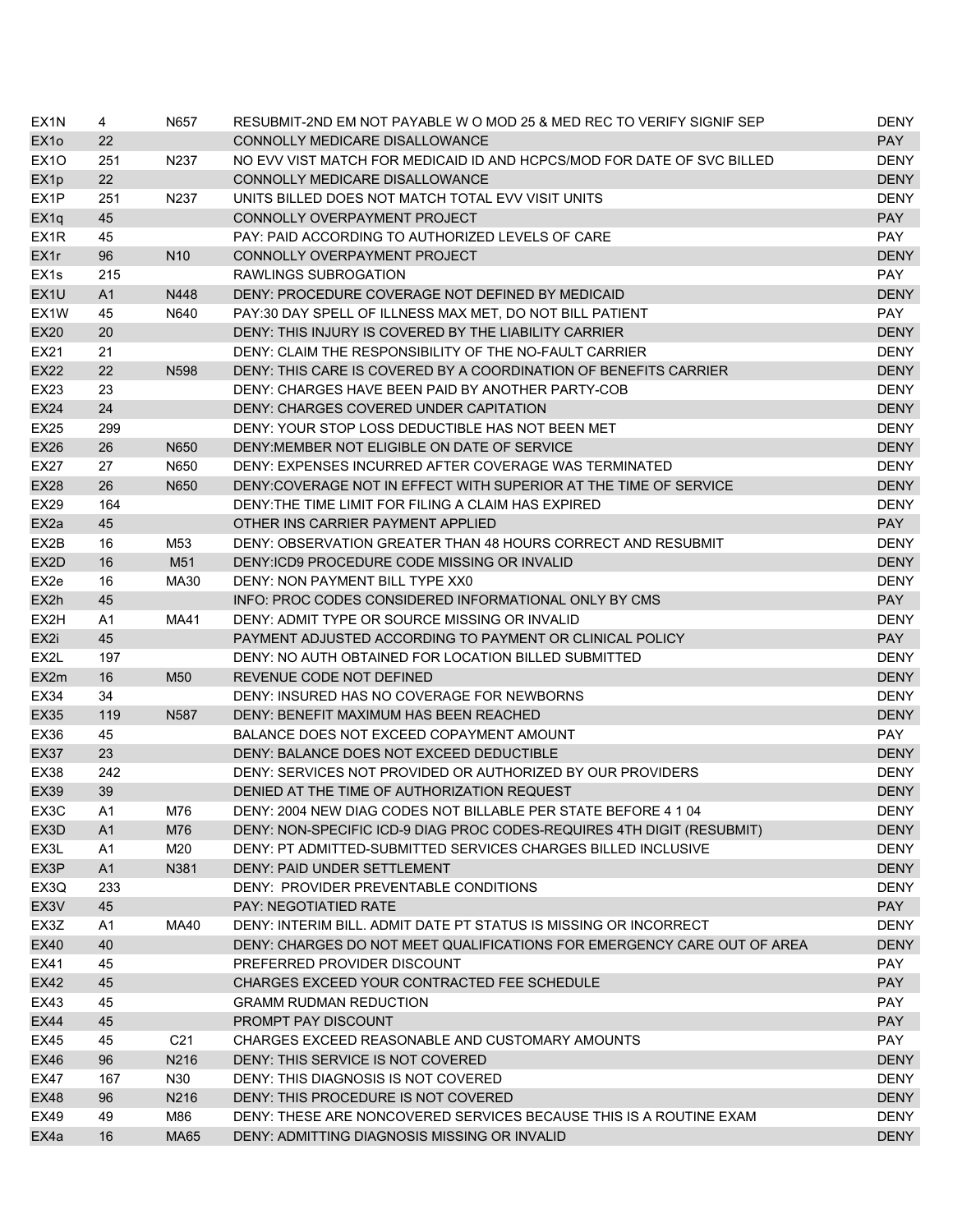| | | | | |
|---|---|---|---|---|
| EX1N | 4 | N657 | RESUBMIT-2ND EM NOT PAYABLE W O MOD 25 & MED REC TO VERIFY SIGNIF SEP | DENY |
| EX1o | 22 | | CONNOLLY MEDICARE DISALLOWANCE | PAY |
| EX1O | 251 | N237 | NO EVV VIST MATCH FOR MEDICAID ID AND HCPCS/MOD FOR DATE OF SVC BILLED | DENY |
| EX1p | 22 | | CONNOLLY MEDICARE DISALLOWANCE | DENY |
| EX1P | 251 | N237 | UNITS BILLED DOES NOT MATCH TOTAL EVV VISIT UNITS | DENY |
| EX1q | 45 | | CONNOLLY OVERPAYMENT PROJECT | PAY |
| EX1R | 45 | | PAY: PAID ACCORDING TO AUTHORIZED LEVELS OF CARE | PAY |
| EX1r | 96 | N10 | CONNOLLY OVERPAYMENT PROJECT | DENY |
| EX1s | 215 | | RAWLINGS SUBROGATION | PAY |
| EX1U | A1 | N448 | DENY: PROCEDURE COVERAGE NOT DEFINED BY MEDICAID | DENY |
| EX1W | 45 | N640 | PAY:30 DAY SPELL OF ILLNESS MAX MET, DO NOT BILL PATIENT | PAY |
| EX20 | 20 | | DENY: THIS INJURY IS COVERED BY THE LIABILITY CARRIER | DENY |
| EX21 | 21 | | DENY: CLAIM THE RESPONSIBILITY OF THE NO-FAULT CARRIER | DENY |
| EX22 | 22 | N598 | DENY: THIS CARE IS COVERED BY A COORDINATION OF BENEFITS CARRIER | DENY |
| EX23 | 23 | | DENY: CHARGES HAVE BEEN PAID BY ANOTHER PARTY-COB | DENY |
| EX24 | 24 | | DENY: CHARGES COVERED UNDER CAPITATION | DENY |
| EX25 | 299 | | DENY: YOUR STOP LOSS DEDUCTIBLE HAS NOT BEEN MET | DENY |
| EX26 | 26 | N650 | DENY:MEMBER NOT ELIGIBLE ON DATE OF SERVICE | DENY |
| EX27 | 27 | N650 | DENY: EXPENSES INCURRED AFTER COVERAGE WAS TERMINATED | DENY |
| EX28 | 26 | N650 | DENY:COVERAGE NOT IN EFFECT WITH SUPERIOR AT THE TIME OF SERVICE | DENY |
| EX29 | 164 | | DENY:THE TIME LIMIT FOR FILING A CLAIM HAS EXPIRED | DENY |
| EX2a | 45 | | OTHER INS CARRIER PAYMENT APPLIED | PAY |
| EX2B | 16 | M53 | DENY: OBSERVATION GREATER THAN 48 HOURS CORRECT AND RESUBMIT | DENY |
| EX2D | 16 | M51 | DENY:ICD9 PROCEDURE CODE MISSING OR INVALID | DENY |
| EX2e | 16 | MA30 | DENY: NON PAYMENT BILL TYPE XX0 | DENY |
| EX2h | 45 | | INFO: PROC CODES CONSIDERED INFORMATIONAL ONLY BY CMS | PAY |
| EX2H | A1 | MA41 | DENY: ADMIT TYPE OR SOURCE MISSING OR INVALID | DENY |
| EX2i | 45 | | PAYMENT ADJUSTED ACCORDING TO PAYMENT OR CLINICAL POLICY | PAY |
| EX2L | 197 | | DENY: NO AUTH OBTAINED FOR LOCATION BILLED SUBMITTED | DENY |
| EX2m | 16 | M50 | REVENUE CODE NOT DEFINED | DENY |
| EX34 | 34 | | DENY: INSURED HAS NO COVERAGE FOR NEWBORNS | DENY |
| EX35 | 119 | N587 | DENY: BENEFIT MAXIMUM HAS BEEN REACHED | DENY |
| EX36 | 45 | | BALANCE DOES NOT EXCEED COPAYMENT AMOUNT | PAY |
| EX37 | 23 | | DENY: BALANCE DOES NOT EXCEED DEDUCTIBLE | DENY |
| EX38 | 242 | | DENY: SERVICES NOT PROVIDED OR AUTHORIZED BY OUR PROVIDERS | DENY |
| EX39 | 39 | | DENIED AT THE TIME OF AUTHORIZATION REQUEST | DENY |
| EX3C | A1 | M76 | DENY: 2004 NEW DIAG CODES NOT BILLABLE PER STATE BEFORE 4 1 04 | DENY |
| EX3D | A1 | M76 | DENY: NON-SPECIFIC ICD-9 DIAG PROC CODES-REQUIRES 4TH DIGIT (RESUBMIT) | DENY |
| EX3L | A1 | M20 | DENY: PT ADMITTED-SUBMITTED SERVICES CHARGES BILLED INCLUSIVE | DENY |
| EX3P | A1 | N381 | DENY: PAID UNDER SETTLEMENT | DENY |
| EX3Q | 233 | | DENY: PROVIDER PREVENTABLE CONDITIONS | DENY |
| EX3V | 45 | | PAY: NEGOTIATIED RATE | PAY |
| EX3Z | A1 | MA40 | DENY: INTERIM BILL. ADMIT DATE PT STATUS IS MISSING OR INCORRECT | DENY |
| EX40 | 40 | | DENY: CHARGES DO NOT MEET QUALIFICATIONS FOR EMERGENCY CARE OUT OF AREA | DENY |
| EX41 | 45 | | PREFERRED PROVIDER DISCOUNT | PAY |
| EX42 | 45 | | CHARGES EXCEED YOUR CONTRACTED FEE SCHEDULE | PAY |
| EX43 | 45 | | GRAMM RUDMAN REDUCTION | PAY |
| EX44 | 45 | | PROMPT PAY DISCOUNT | PAY |
| EX45 | 45 | C21 | CHARGES EXCEED REASONABLE AND CUSTOMARY AMOUNTS | PAY |
| EX46 | 96 | N216 | DENY: THIS SERVICE IS NOT COVERED | DENY |
| EX47 | 167 | N30 | DENY: THIS DIAGNOSIS IS NOT COVERED | DENY |
| EX48 | 96 | N216 | DENY: THIS PROCEDURE IS NOT COVERED | DENY |
| EX49 | 49 | M86 | DENY: THESE ARE NONCOVERED SERVICES BECAUSE THIS IS A ROUTINE EXAM | DENY |
| EX4a | 16 | MA65 | DENY: ADMITTING DIAGNOSIS MISSING OR INVALID | DENY |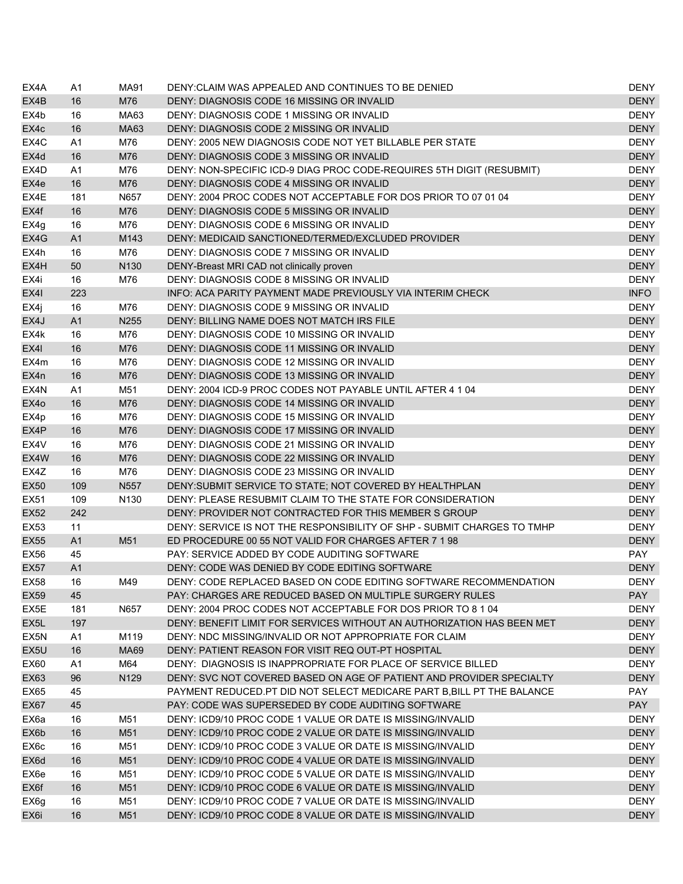| | | | | |
|---|---|---|---|---|
| EX4A | A1 | MA91 | DENY:CLAIM WAS APPEALED AND CONTINUES TO BE DENIED | DENY |
| EX4B | 16 | M76 | DENY: DIAGNOSIS CODE 16 MISSING OR INVALID | DENY |
| EX4b | 16 | MA63 | DENY: DIAGNOSIS CODE 1 MISSING OR INVALID | DENY |
| EX4c | 16 | MA63 | DENY: DIAGNOSIS CODE 2 MISSING OR INVALID | DENY |
| EX4C | A1 | M76 | DENY: 2005 NEW DIAGNOSIS CODE NOT YET BILLABLE PER STATE | DENY |
| EX4d | 16 | M76 | DENY: DIAGNOSIS CODE 3 MISSING OR INVALID | DENY |
| EX4D | A1 | M76 | DENY: NON-SPECIFIC ICD-9 DIAG PROC CODE-REQUIRES 5TH DIGIT (RESUBMIT) | DENY |
| EX4e | 16 | M76 | DENY: DIAGNOSIS CODE 4 MISSING OR INVALID | DENY |
| EX4E | 181 | N657 | DENY: 2004 PROC CODES NOT ACCEPTABLE FOR DOS PRIOR TO 07 01 04 | DENY |
| EX4f | 16 | M76 | DENY: DIAGNOSIS CODE 5 MISSING OR INVALID | DENY |
| EX4g | 16 | M76 | DENY: DIAGNOSIS CODE 6 MISSING OR INVALID | DENY |
| EX4G | A1 | M143 | DENY: MEDICAID SANCTIONED/TERMED/EXCLUDED PROVIDER | DENY |
| EX4h | 16 | M76 | DENY: DIAGNOSIS CODE 7 MISSING OR INVALID | DENY |
| EX4H | 50 | N130 | DENY-Breast MRI CAD not clinically proven | DENY |
| EX4i | 16 | M76 | DENY: DIAGNOSIS CODE 8 MISSING OR INVALID | DENY |
| EX4I | 223 | | INFO: ACA PARITY PAYMENT MADE PREVIOUSLY VIA INTERIM CHECK | INFO |
| EX4j | 16 | M76 | DENY: DIAGNOSIS CODE 9 MISSING OR INVALID | DENY |
| EX4J | A1 | N255 | DENY: BILLING NAME DOES NOT MATCH IRS FILE | DENY |
| EX4k | 16 | M76 | DENY: DIAGNOSIS CODE 10 MISSING OR INVALID | DENY |
| EX4l | 16 | M76 | DENY: DIAGNOSIS CODE 11 MISSING OR INVALID | DENY |
| EX4m | 16 | M76 | DENY: DIAGNOSIS CODE 12 MISSING OR INVALID | DENY |
| EX4n | 16 | M76 | DENY: DIAGNOSIS CODE 13 MISSING OR INVALID | DENY |
| EX4N | A1 | M51 | DENY: 2004 ICD-9 PROC CODES NOT PAYABLE UNTIL AFTER 4 1 04 | DENY |
| EX4o | 16 | M76 | DENY: DIAGNOSIS CODE 14 MISSING OR INVALID | DENY |
| EX4p | 16 | M76 | DENY: DIAGNOSIS CODE 15 MISSING OR INVALID | DENY |
| EX4P | 16 | M76 | DENY: DIAGNOSIS CODE 17 MISSING OR INVALID | DENY |
| EX4V | 16 | M76 | DENY: DIAGNOSIS CODE 21 MISSING OR INVALID | DENY |
| EX4W | 16 | M76 | DENY: DIAGNOSIS CODE 22 MISSING OR INVALID | DENY |
| EX4Z | 16 | M76 | DENY: DIAGNOSIS CODE 23 MISSING OR INVALID | DENY |
| EX50 | 109 | N557 | DENY:SUBMIT SERVICE TO STATE; NOT COVERED BY HEALTHPLAN | DENY |
| EX51 | 109 | N130 | DENY: PLEASE RESUBMIT CLAIM TO THE STATE FOR CONSIDERATION | DENY |
| EX52 | 242 | | DENY: PROVIDER NOT CONTRACTED FOR THIS MEMBER S GROUP | DENY |
| EX53 | 11 | | DENY: SERVICE IS NOT THE RESPONSIBILITY OF SHP - SUBMIT CHARGES TO TMHP | DENY |
| EX55 | A1 | M51 | ED PROCEDURE 00 55 NOT VALID FOR CHARGES AFTER 7 1 98 | DENY |
| EX56 | 45 | | PAY: SERVICE ADDED BY CODE AUDITING SOFTWARE | PAY |
| EX57 | A1 | | DENY: CODE WAS DENIED BY CODE EDITING SOFTWARE | DENY |
| EX58 | 16 | M49 | DENY: CODE REPLACED BASED ON CODE EDITING SOFTWARE RECOMMENDATION | DENY |
| EX59 | 45 | | PAY: CHARGES ARE REDUCED BASED ON MULTIPLE SURGERY RULES | PAY |
| EX5E | 181 | N657 | DENY: 2004 PROC CODES NOT ACCEPTABLE FOR DOS PRIOR TO 8 1 04 | DENY |
| EX5L | 197 | | DENY: BENEFIT LIMIT FOR SERVICES WITHOUT AN AUTHORIZATION HAS BEEN MET | DENY |
| EX5N | A1 | M119 | DENY: NDC MISSING/INVALID OR NOT APPROPRIATE FOR CLAIM | DENY |
| EX5U | 16 | MA69 | DENY: PATIENT REASON FOR VISIT REQ OUT-PT HOSPITAL | DENY |
| EX60 | A1 | M64 | DENY: DIAGNOSIS IS INAPPROPRIATE FOR PLACE OF SERVICE BILLED | DENY |
| EX63 | 96 | N129 | DENY: SVC NOT COVERED BASED ON AGE OF PATIENT AND PROVIDER SPECIALTY | DENY |
| EX65 | 45 | | PAYMENT REDUCED.PT DID NOT SELECT MEDICARE PART B,BILL PT THE BALANCE | PAY |
| EX67 | 45 | | PAY: CODE WAS SUPERSEDED BY CODE AUDITING SOFTWARE | PAY |
| EX6a | 16 | M51 | DENY: ICD9/10 PROC CODE 1 VALUE OR DATE IS MISSING/INVALID | DENY |
| EX6b | 16 | M51 | DENY: ICD9/10 PROC CODE 2 VALUE OR DATE IS MISSING/INVALID | DENY |
| EX6c | 16 | M51 | DENY: ICD9/10 PROC CODE 3 VALUE OR DATE IS MISSING/INVALID | DENY |
| EX6d | 16 | M51 | DENY: ICD9/10 PROC CODE 4 VALUE OR DATE IS MISSING/INVALID | DENY |
| EX6e | 16 | M51 | DENY: ICD9/10 PROC CODE 5 VALUE OR DATE IS MISSING/INVALID | DENY |
| EX6f | 16 | M51 | DENY: ICD9/10 PROC CODE 6 VALUE OR DATE IS MISSING/INVALID | DENY |
| EX6g | 16 | M51 | DENY: ICD9/10 PROC CODE 7 VALUE OR DATE IS MISSING/INVALID | DENY |
| EX6i | 16 | M51 | DENY: ICD9/10 PROC CODE 8 VALUE OR DATE IS MISSING/INVALID | DENY |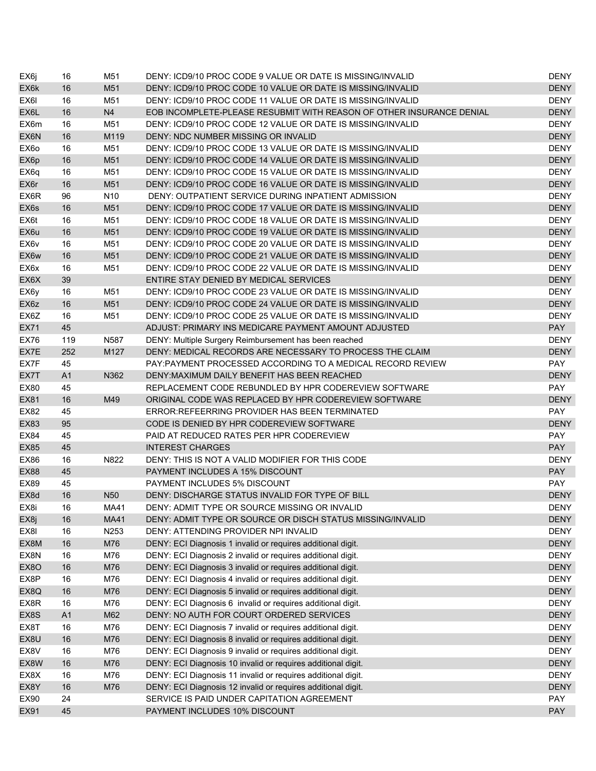| | | | | |
|---|---|---|---|---|
| EX6j | 16 | M51 | DENY: ICD9/10 PROC CODE 9 VALUE OR DATE IS MISSING/INVALID | DENY |
| EX6k | 16 | M51 | DENY: ICD9/10 PROC CODE 10 VALUE OR DATE IS MISSING/INVALID | DENY |
| EX6l | 16 | M51 | DENY: ICD9/10 PROC CODE 11 VALUE OR DATE IS MISSING/INVALID | DENY |
| EX6L | 16 | N4 | EOB INCOMPLETE-PLEASE RESUBMIT WITH REASON OF OTHER INSURANCE DENIAL | DENY |
| EX6m | 16 | M51 | DENY: ICD9/10 PROC CODE 12 VALUE OR DATE IS MISSING/INVALID | DENY |
| EX6N | 16 | M119 | DENY: NDC NUMBER MISSING OR INVALID | DENY |
| EX6o | 16 | M51 | DENY: ICD9/10 PROC CODE 13 VALUE OR DATE IS MISSING/INVALID | DENY |
| EX6p | 16 | M51 | DENY: ICD9/10 PROC CODE 14 VALUE OR DATE IS MISSING/INVALID | DENY |
| EX6q | 16 | M51 | DENY: ICD9/10 PROC CODE 15 VALUE OR DATE IS MISSING/INVALID | DENY |
| EX6r | 16 | M51 | DENY: ICD9/10 PROC CODE 16 VALUE OR DATE IS MISSING/INVALID | DENY |
| EX6R | 96 | N10 | DENY: OUTPATIENT SERVICE DURING INPATIENT ADMISSION | DENY |
| EX6s | 16 | M51 | DENY: ICD9/10 PROC CODE 17 VALUE OR DATE IS MISSING/INVALID | DENY |
| EX6t | 16 | M51 | DENY: ICD9/10 PROC CODE 18 VALUE OR DATE IS MISSING/INVALID | DENY |
| EX6u | 16 | M51 | DENY: ICD9/10 PROC CODE 19 VALUE OR DATE IS MISSING/INVALID | DENY |
| EX6v | 16 | M51 | DENY: ICD9/10 PROC CODE 20 VALUE OR DATE IS MISSING/INVALID | DENY |
| EX6w | 16 | M51 | DENY: ICD9/10 PROC CODE 21 VALUE OR DATE IS MISSING/INVALID | DENY |
| EX6x | 16 | M51 | DENY: ICD9/10 PROC CODE 22 VALUE OR DATE IS MISSING/INVALID | DENY |
| EX6X | 39 | | ENTIRE STAY DENIED BY MEDICAL SERVICES | DENY |
| EX6y | 16 | M51 | DENY: ICD9/10 PROC CODE 23 VALUE OR DATE IS MISSING/INVALID | DENY |
| EX6z | 16 | M51 | DENY: ICD9/10 PROC CODE 24 VALUE OR DATE IS MISSING/INVALID | DENY |
| EX6Z | 16 | M51 | DENY: ICD9/10 PROC CODE 25 VALUE OR DATE IS MISSING/INVALID | DENY |
| EX71 | 45 | | ADJUST: PRIMARY INS MEDICARE PAYMENT AMOUNT ADJUSTED | PAY |
| EX76 | 119 | N587 | DENY: Multiple Surgery Reimbursement has been reached | DENY |
| EX7E | 252 | M127 | DENY: MEDICAL RECORDS ARE NECESSARY TO PROCESS THE CLAIM | DENY |
| EX7F | 45 | | PAY:PAYMENT PROCESSED ACCORDING TO A MEDICAL RECORD REVIEW | PAY |
| EX7T | A1 | N362 | DENY:MAXIMUM DAILY BENEFIT HAS BEEN REACHED | DENY |
| EX80 | 45 | | REPLACEMENT CODE REBUNDLED BY HPR CODEREVIEW SOFTWARE | PAY |
| EX81 | 16 | M49 | ORIGINAL CODE WAS REPLACED BY HPR CODEREVIEW SOFTWARE | DENY |
| EX82 | 45 | | ERROR:REFEERRING PROVIDER HAS BEEN TERMINATED | PAY |
| EX83 | 95 | | CODE IS DENIED BY HPR CODEREVIEW SOFTWARE | DENY |
| EX84 | 45 | | PAID AT REDUCED RATES PER HPR CODEREVIEW | PAY |
| EX85 | 45 | | INTEREST CHARGES | PAY |
| EX86 | 16 | N822 | DENY: THIS IS NOT A VALID MODIFIER FOR THIS CODE | DENY |
| EX88 | 45 | | PAYMENT INCLUDES A 15% DISCOUNT | PAY |
| EX89 | 45 | | PAYMENT INCLUDES 5% DISCOUNT | PAY |
| EX8d | 16 | N50 | DENY: DISCHARGE STATUS INVALID FOR TYPE OF BILL | DENY |
| EX8i | 16 | MA41 | DENY: ADMIT TYPE OR SOURCE MISSING OR INVALID | DENY |
| EX8j | 16 | MA41 | DENY: ADMIT TYPE OR SOURCE OR DISCH STATUS MISSING/INVALID | DENY |
| EX8l | 16 | N253 | DENY: ATTENDING PROVIDER NPI INVALID | DENY |
| EX8M | 16 | M76 | DENY: ECI Diagnosis 1 invalid or requires additional digit. | DENY |
| EX8N | 16 | M76 | DENY: ECI Diagnosis 2 invalid or requires additional digit. | DENY |
| EX8O | 16 | M76 | DENY: ECI Diagnosis 3 invalid or requires additional digit. | DENY |
| EX8P | 16 | M76 | DENY: ECI Diagnosis 4 invalid or requires additional digit. | DENY |
| EX8Q | 16 | M76 | DENY: ECI Diagnosis 5 invalid or requires additional digit. | DENY |
| EX8R | 16 | M76 | DENY: ECI Diagnosis 6 invalid or requires additional digit. | DENY |
| EX8S | A1 | M62 | DENY: NO AUTH FOR COURT ORDERED SERVICES | DENY |
| EX8T | 16 | M76 | DENY: ECI Diagnosis 7 invalid or requires additional digit. | DENY |
| EX8U | 16 | M76 | DENY: ECI Diagnosis 8 invalid or requires additional digit. | DENY |
| EX8V | 16 | M76 | DENY: ECI Diagnosis 9 invalid or requires additional digit. | DENY |
| EX8W | 16 | M76 | DENY: ECI Diagnosis 10 invalid or requires additional digit. | DENY |
| EX8X | 16 | M76 | DENY: ECI Diagnosis 11 invalid or requires additional digit. | DENY |
| EX8Y | 16 | M76 | DENY: ECI Diagnosis 12 invalid or requires additional digit. | DENY |
| EX90 | 24 | | SERVICE IS PAID UNDER CAPITATION AGREEMENT | PAY |
| EX91 | 45 | | PAYMENT INCLUDES 10% DISCOUNT | PAY |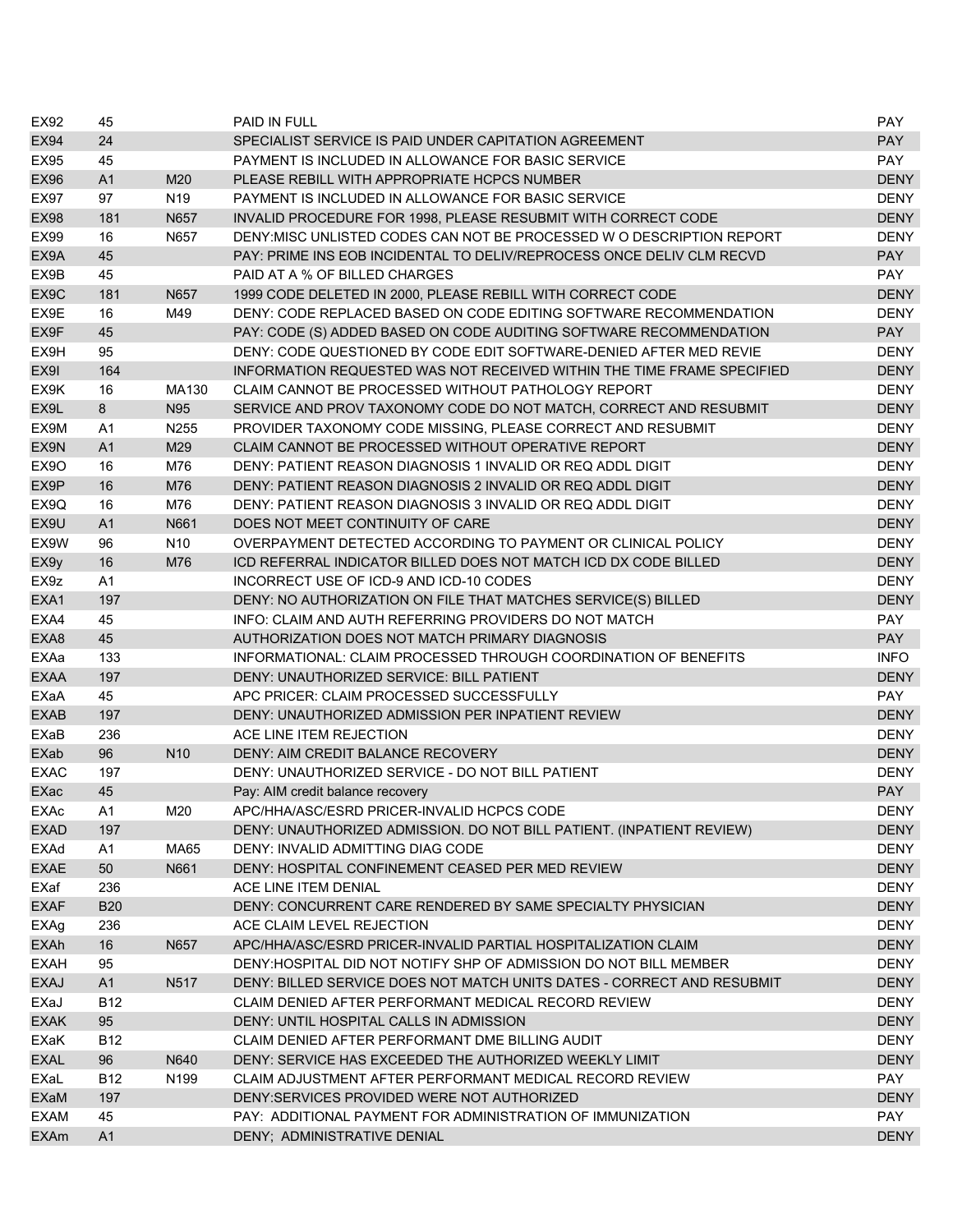| | | | | |
|---|---|---|---|---|
| EX92 | 45 | | PAID IN FULL | PAY |
| EX94 | 24 | | SPECIALIST SERVICE IS PAID UNDER CAPITATION AGREEMENT | PAY |
| EX95 | 45 | | PAYMENT IS INCLUDED IN ALLOWANCE FOR BASIC SERVICE | PAY |
| EX96 | A1 | M20 | PLEASE REBILL WITH APPROPRIATE HCPCS NUMBER | DENY |
| EX97 | 97 | N19 | PAYMENT IS INCLUDED IN ALLOWANCE FOR BASIC SERVICE | DENY |
| EX98 | 181 | N657 | INVALID PROCEDURE FOR 1998, PLEASE RESUBMIT WITH CORRECT CODE | DENY |
| EX99 | 16 | N657 | DENY:MISC UNLISTED CODES CAN NOT BE PROCESSED W O DESCRIPTION REPORT | DENY |
| EX9A | 45 | | PAY: PRIME INS EOB INCIDENTAL TO DELIV/REPROCESS ONCE DELIV CLM RECVD | PAY |
| EX9B | 45 | | PAID AT A % OF BILLED CHARGES | PAY |
| EX9C | 181 | N657 | 1999 CODE DELETED IN 2000, PLEASE REBILL WITH CORRECT CODE | DENY |
| EX9E | 16 | M49 | DENY: CODE REPLACED BASED ON CODE EDITING SOFTWARE RECOMMENDATION | DENY |
| EX9F | 45 | | PAY: CODE (S) ADDED BASED ON CODE AUDITING SOFTWARE RECOMMENDATION | PAY |
| EX9H | 95 | | DENY: CODE QUESTIONED BY CODE EDIT SOFTWARE-DENIED AFTER MED REVIE | DENY |
| EX9I | 164 | | INFORMATION REQUESTED WAS NOT RECEIVED WITHIN THE TIME FRAME SPECIFIED | DENY |
| EX9K | 16 | MA130 | CLAIM CANNOT BE PROCESSED WITHOUT PATHOLOGY REPORT | DENY |
| EX9L | 8 | N95 | SERVICE AND PROV TAXONOMY CODE DO NOT MATCH, CORRECT AND RESUBMIT | DENY |
| EX9M | A1 | N255 | PROVIDER TAXONOMY CODE MISSING, PLEASE CORRECT AND RESUBMIT | DENY |
| EX9N | A1 | M29 | CLAIM CANNOT BE PROCESSED WITHOUT OPERATIVE REPORT | DENY |
| EX9O | 16 | M76 | DENY: PATIENT REASON DIAGNOSIS 1 INVALID OR REQ ADDL DIGIT | DENY |
| EX9P | 16 | M76 | DENY: PATIENT REASON DIAGNOSIS 2 INVALID OR REQ ADDL DIGIT | DENY |
| EX9Q | 16 | M76 | DENY: PATIENT REASON DIAGNOSIS 3 INVALID OR REQ ADDL DIGIT | DENY |
| EX9U | A1 | N661 | DOES NOT MEET CONTINUITY OF CARE | DENY |
| EX9W | 96 | N10 | OVERPAYMENT DETECTED ACCORDING TO PAYMENT OR CLINICAL POLICY | DENY |
| EX9y | 16 | M76 | ICD REFERRAL INDICATOR BILLED DOES NOT MATCH ICD DX CODE BILLED | DENY |
| EX9z | A1 | | INCORRECT USE OF ICD-9 AND ICD-10 CODES | DENY |
| EXA1 | 197 | | DENY: NO AUTHORIZATION ON FILE THAT MATCHES SERVICE(S) BILLED | DENY |
| EXA4 | 45 | | INFO: CLAIM AND AUTH REFERRING PROVIDERS DO NOT MATCH | PAY |
| EXA8 | 45 | | AUTHORIZATION DOES NOT MATCH PRIMARY DIAGNOSIS | PAY |
| EXAa | 133 | | INFORMATIONAL: CLAIM PROCESSED THROUGH COORDINATION OF BENEFITS | INFO |
| EXAA | 197 | | DENY: UNAUTHORIZED SERVICE: BILL PATIENT | DENY |
| EXaA | 45 | | APC PRICER: CLAIM PROCESSED SUCCESSFULLY | PAY |
| EXAB | 197 | | DENY: UNAUTHORIZED ADMISSION PER INPATIENT REVIEW | DENY |
| EXaB | 236 | | ACE LINE ITEM REJECTION | DENY |
| EXab | 96 | N10 | DENY: AIM CREDIT BALANCE RECOVERY | DENY |
| EXAC | 197 | | DENY: UNAUTHORIZED SERVICE - DO NOT BILL PATIENT | DENY |
| EXac | 45 | | Pay: AIM credit balance recovery | PAY |
| EXAc | A1 | M20 | APC/HHA/ASC/ESRD PRICER-INVALID HCPCS CODE | DENY |
| EXAD | 197 | | DENY: UNAUTHORIZED ADMISSION. DO NOT BILL PATIENT. (INPATIENT REVIEW) | DENY |
| EXAd | A1 | MA65 | DENY: INVALID ADMITTING DIAG CODE | DENY |
| EXAE | 50 | N661 | DENY: HOSPITAL CONFINEMENT CEASED PER MED REVIEW | DENY |
| EXaf | 236 | | ACE LINE ITEM DENIAL | DENY |
| EXAF | B20 | | DENY: CONCURRENT CARE RENDERED BY SAME SPECIALTY PHYSICIAN | DENY |
| EXAg | 236 | | ACE CLAIM LEVEL REJECTION | DENY |
| EXAh | 16 | N657 | APC/HHA/ASC/ESRD PRICER-INVALID PARTIAL HOSPITALIZATION CLAIM | DENY |
| EXAH | 95 | | DENY:HOSPITAL DID NOT NOTIFY SHP OF ADMISSION DO NOT BILL MEMBER | DENY |
| EXAJ | A1 | N517 | DENY: BILLED SERVICE DOES NOT MATCH UNITS DATES - CORRECT AND RESUBMIT | DENY |
| EXaJ | B12 | | CLAIM DENIED AFTER PERFORMANT MEDICAL RECORD REVIEW | DENY |
| EXAK | 95 | | DENY: UNTIL HOSPITAL CALLS IN ADMISSION | DENY |
| EXaK | B12 | | CLAIM DENIED AFTER PERFORMANT DME BILLING AUDIT | DENY |
| EXAL | 96 | N640 | DENY: SERVICE HAS EXCEEDED THE AUTHORIZED WEEKLY LIMIT | DENY |
| EXaL | B12 | N199 | CLAIM ADJUSTMENT AFTER PERFORMANT MEDICAL RECORD REVIEW | PAY |
| EXaM | 197 | | DENY:SERVICES PROVIDED WERE NOT AUTHORIZED | DENY |
| EXAM | 45 | | PAY: ADDITIONAL PAYMENT FOR ADMINISTRATION OF IMMUNIZATION | PAY |
| EXAm | A1 | | DENY; ADMINISTRATIVE DENIAL | DENY |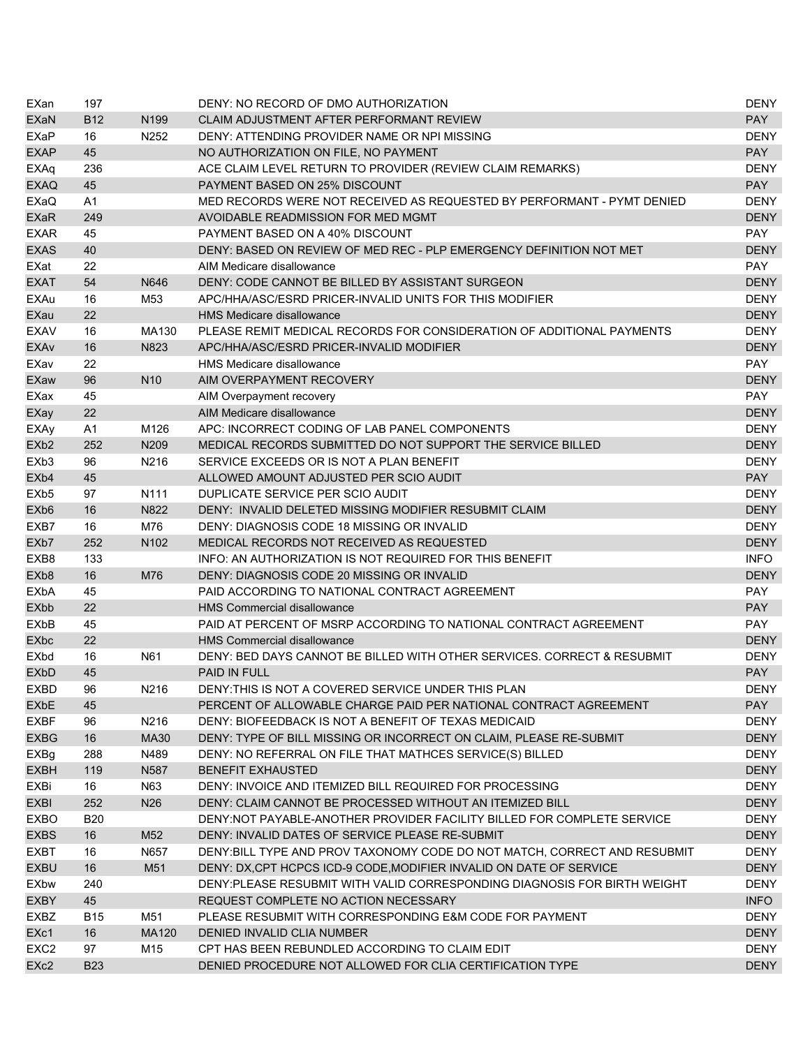| | | | | |
|---|---|---|---|---|
| EXan | 197 | | DENY: NO RECORD OF DMO AUTHORIZATION | DENY |
| EXaN | B12 | N199 | CLAIM ADJUSTMENT AFTER PERFORMANT REVIEW | PAY |
| EXaP | 16 | N252 | DENY: ATTENDING PROVIDER NAME OR NPI MISSING | DENY |
| EXAP | 45 | | NO AUTHORIZATION ON FILE, NO PAYMENT | PAY |
| EXAq | 236 | | ACE CLAIM LEVEL RETURN TO PROVIDER (REVIEW CLAIM REMARKS) | DENY |
| EXAQ | 45 | | PAYMENT BASED ON 25% DISCOUNT | PAY |
| EXaQ | A1 | | MED RECORDS WERE NOT RECEIVED AS REQUESTED BY PERFORMANT - PYMT DENIED | DENY |
| EXaR | 249 | | AVOIDABLE READMISSION FOR MED MGMT | DENY |
| EXAR | 45 | | PAYMENT BASED ON A 40% DISCOUNT | PAY |
| EXAS | 40 | | DENY: BASED ON REVIEW OF MED REC - PLP EMERGENCY DEFINITION NOT MET | DENY |
| EXat | 22 | | AIM Medicare disallowance | PAY |
| EXAT | 54 | N646 | DENY: CODE CANNOT BE BILLED BY ASSISTANT SURGEON | DENY |
| EXAu | 16 | M53 | APC/HHA/ASC/ESRD PRICER-INVALID UNITS FOR THIS MODIFIER | DENY |
| EXau | 22 | | HMS Medicare disallowance | DENY |
| EXAV | 16 | MA130 | PLEASE REMIT MEDICAL RECORDS FOR CONSIDERATION OF ADDITIONAL PAYMENTS | DENY |
| EXAv | 16 | N823 | APC/HHA/ASC/ESRD PRICER-INVALID MODIFIER | DENY |
| EXav | 22 | | HMS Medicare disallowance | PAY |
| EXaw | 96 | N10 | AIM OVERPAYMENT RECOVERY | DENY |
| EXax | 45 | | AIM Overpayment recovery | PAY |
| EXay | 22 | | AIM Medicare disallowance | DENY |
| EXAy | A1 | M126 | APC: INCORRECT CODING OF LAB PANEL COMPONENTS | DENY |
| EXb2 | 252 | N209 | MEDICAL RECORDS SUBMITTED DO NOT SUPPORT THE SERVICE BILLED | DENY |
| EXb3 | 96 | N216 | SERVICE EXCEEDS OR IS NOT A PLAN BENEFIT | DENY |
| EXb4 | 45 | | ALLOWED AMOUNT ADJUSTED PER SCIO AUDIT | PAY |
| EXb5 | 97 | N111 | DUPLICATE SERVICE PER SCIO AUDIT | DENY |
| EXb6 | 16 | N822 | DENY: INVALID DELETED MISSING MODIFIER RESUBMIT CLAIM | DENY |
| EXB7 | 16 | M76 | DENY: DIAGNOSIS CODE 18 MISSING OR INVALID | DENY |
| EXb7 | 252 | N102 | MEDICAL RECORDS NOT RECEIVED AS REQUESTED | DENY |
| EXB8 | 133 | | INFO: AN AUTHORIZATION IS NOT REQUIRED FOR THIS BENEFIT | INFO |
| EXb8 | 16 | M76 | DENY: DIAGNOSIS CODE 20 MISSING OR INVALID | DENY |
| EXbA | 45 | | PAID ACCORDING TO NATIONAL CONTRACT AGREEMENT | PAY |
| EXbb | 22 | | HMS Commercial disallowance | PAY |
| EXbB | 45 | | PAID AT PERCENT OF MSRP ACCORDING TO NATIONAL CONTRACT AGREEMENT | PAY |
| EXbc | 22 | | HMS Commercial disallowance | DENY |
| EXbd | 16 | N61 | DENY: BED DAYS CANNOT BE BILLED WITH OTHER SERVICES. CORRECT & RESUBMIT | DENY |
| EXbD | 45 | | PAID IN FULL | PAY |
| EXBD | 96 | N216 | DENY:THIS IS NOT A COVERED SERVICE UNDER THIS PLAN | DENY |
| EXbE | 45 | | PERCENT OF ALLOWABLE CHARGE PAID PER NATIONAL CONTRACT AGREEMENT | PAY |
| EXBF | 96 | N216 | DENY: BIOFEEDBACK IS NOT A BENEFIT OF TEXAS MEDICAID | DENY |
| EXBG | 16 | MA30 | DENY: TYPE OF BILL MISSING OR INCORRECT ON CLAIM, PLEASE RE-SUBMIT | DENY |
| EXBg | 288 | N489 | DENY: NO REFERRAL ON FILE THAT MATHCES SERVICE(S) BILLED | DENY |
| EXBH | 119 | N587 | BENEFIT EXHAUSTED | DENY |
| EXBi | 16 | N63 | DENY: INVOICE AND ITEMIZED BILL REQUIRED FOR PROCESSING | DENY |
| EXBI | 252 | N26 | DENY: CLAIM CANNOT BE PROCESSED WITHOUT AN ITEMIZED BILL | DENY |
| EXBO | B20 | | DENY:NOT PAYABLE-ANOTHER PROVIDER FACILITY BILLED FOR COMPLETE SERVICE | DENY |
| EXBS | 16 | M52 | DENY: INVALID DATES OF SERVICE PLEASE RE-SUBMIT | DENY |
| EXBT | 16 | N657 | DENY:BILL TYPE AND PROV TAXONOMY CODE DO NOT MATCH, CORRECT AND RESUBMIT | DENY |
| EXBU | 16 | M51 | DENY: DX,CPT HCPCS ICD-9 CODE,MODIFIER INVALID ON DATE OF SERVICE | DENY |
| EXbw | 240 | | DENY:PLEASE RESUBMIT WITH VALID CORRESPONDING DIAGNOSIS FOR BIRTH WEIGHT | DENY |
| EXBY | 45 | | REQUEST COMPLETE NO ACTION NECESSARY | INFO |
| EXBZ | B15 | M51 | PLEASE RESUBMIT WITH CORRESPONDING E&M CODE FOR PAYMENT | DENY |
| EXc1 | 16 | MA120 | DENIED INVALID CLIA NUMBER | DENY |
| EXC2 | 97 | M15 | CPT HAS BEEN REBUNDLED ACCORDING TO CLAIM EDIT | DENY |
| EXc2 | B23 | | DENIED PROCEDURE NOT ALLOWED FOR CLIA CERTIFICATION TYPE | DENY |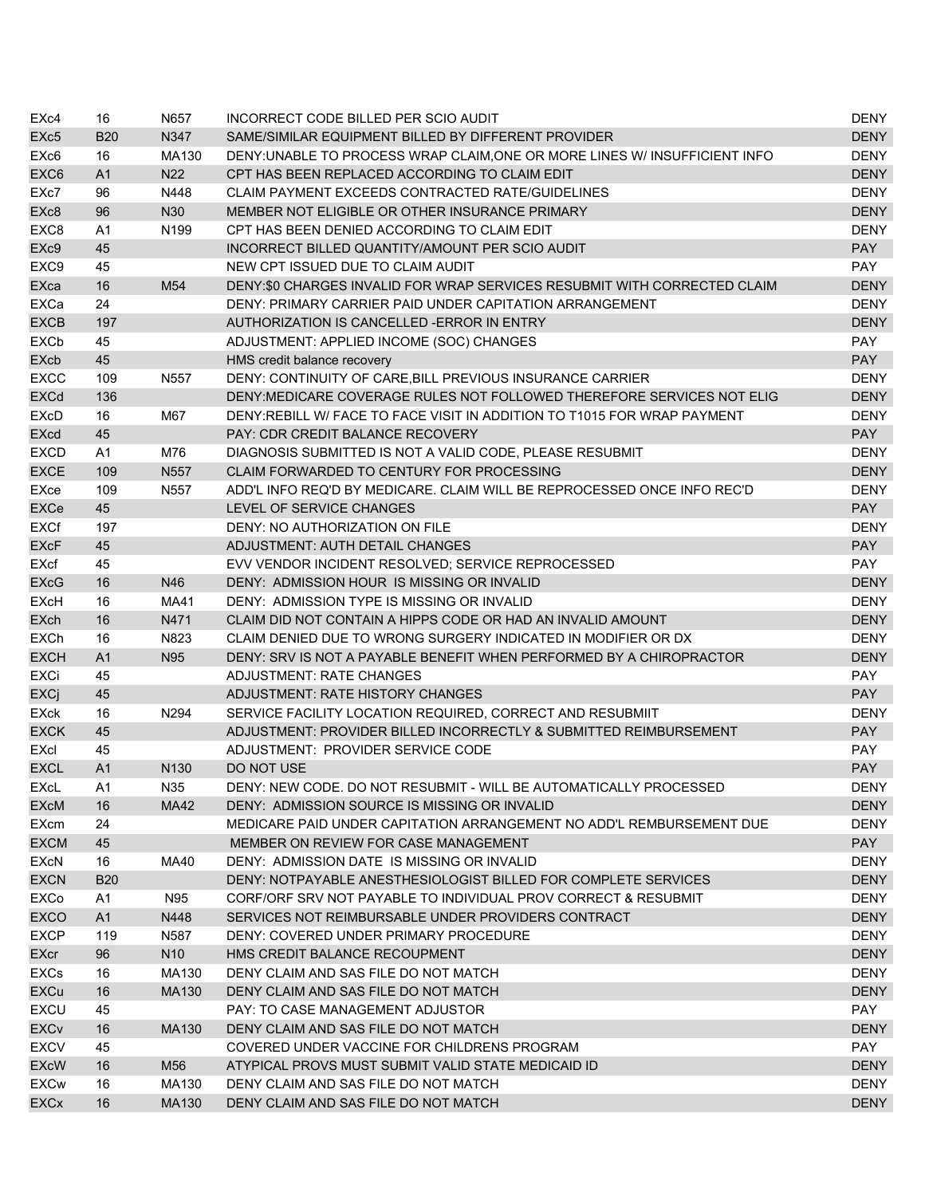| | | | | |
|---|---|---|---|---|
| EXc4 | 16 | N657 | INCORRECT CODE BILLED PER SCIO AUDIT | DENY |
| EXc5 | B20 | N347 | SAME/SIMILAR EQUIPMENT BILLED BY DIFFERENT PROVIDER | DENY |
| EXc6 | 16 | MA130 | DENY:UNABLE TO PROCESS WRAP CLAIM,ONE OR MORE LINES W/ INSUFFICIENT INFO | DENY |
| EXC6 | A1 | N22 | CPT HAS BEEN REPLACED ACCORDING TO CLAIM EDIT | DENY |
| EXc7 | 96 | N448 | CLAIM PAYMENT EXCEEDS CONTRACTED RATE/GUIDELINES | DENY |
| EXc8 | 96 | N30 | MEMBER NOT ELIGIBLE OR OTHER INSURANCE PRIMARY | DENY |
| EXC8 | A1 | N199 | CPT HAS BEEN DENIED ACCORDING TO CLAIM EDIT | DENY |
| EXc9 | 45 | | INCORRECT BILLED QUANTITY/AMOUNT PER SCIO AUDIT | PAY |
| EXC9 | 45 | | NEW CPT ISSUED DUE TO CLAIM AUDIT | PAY |
| EXca | 16 | M54 | DENY:$0 CHARGES INVALID FOR WRAP SERVICES RESUBMIT WITH CORRECTED CLAIM | DENY |
| EXCa | 24 | | DENY: PRIMARY CARRIER PAID UNDER CAPITATION ARRANGEMENT | DENY |
| EXCB | 197 | | AUTHORIZATION IS CANCELLED -ERROR IN ENTRY | DENY |
| EXCb | 45 | | ADJUSTMENT: APPLIED INCOME (SOC) CHANGES | PAY |
| EXcb | 45 | | HMS credit balance recovery | PAY |
| EXCC | 109 | N557 | DENY: CONTINUITY OF CARE,BILL PREVIOUS INSURANCE CARRIER | DENY |
| EXCd | 136 | | DENY:MEDICARE COVERAGE RULES NOT FOLLOWED THEREFORE SERVICES NOT ELIG | DENY |
| EXcD | 16 | M67 | DENY:REBILL W/ FACE TO FACE VISIT IN ADDITION TO T1015 FOR WRAP PAYMENT | DENY |
| EXcd | 45 | | PAY: CDR CREDIT BALANCE RECOVERY | PAY |
| EXCD | A1 | M76 | DIAGNOSIS SUBMITTED IS NOT A VALID CODE, PLEASE RESUBMIT | DENY |
| EXCE | 109 | N557 | CLAIM FORWARDED TO CENTURY FOR PROCESSING | DENY |
| EXce | 109 | N557 | ADD'L INFO REQ'D BY MEDICARE. CLAIM WILL BE REPROCESSED ONCE INFO REC'D | DENY |
| EXCe | 45 | | LEVEL OF SERVICE CHANGES | PAY |
| EXCf | 197 | | DENY: NO AUTHORIZATION ON FILE | DENY |
| EXcF | 45 | | ADJUSTMENT: AUTH DETAIL CHANGES | PAY |
| EXcf | 45 | | EVV VENDOR INCIDENT RESOLVED; SERVICE REPROCESSED | PAY |
| EXcG | 16 | N46 | DENY: ADMISSION HOUR IS MISSING OR INVALID | DENY |
| EXcH | 16 | MA41 | DENY: ADMISSION TYPE IS MISSING OR INVALID | DENY |
| EXch | 16 | N471 | CLAIM DID NOT CONTAIN A HIPPS CODE OR HAD AN INVALID AMOUNT | DENY |
| EXCh | 16 | N823 | CLAIM DENIED DUE TO WRONG SURGERY INDICATED IN MODIFIER OR DX | DENY |
| EXCH | A1 | N95 | DENY: SRV IS NOT A PAYABLE BENEFIT WHEN PERFORMED BY A CHIROPRACTOR | DENY |
| EXCi | 45 | | ADJUSTMENT: RATE CHANGES | PAY |
| EXCj | 45 | | ADJUSTMENT: RATE HISTORY CHANGES | PAY |
| EXck | 16 | N294 | SERVICE FACILITY LOCATION REQUIRED, CORRECT AND RESUBMIIT | DENY |
| EXCK | 45 | | ADJUSTMENT: PROVIDER BILLED INCORRECTLY & SUBMITTED REIMBURSEMENT | PAY |
| EXcl | 45 | | ADJUSTMENT: PROVIDER SERVICE CODE | PAY |
| EXCL | A1 | N130 | DO NOT USE | PAY |
| EXcL | A1 | N35 | DENY: NEW CODE. DO NOT RESUBMIT - WILL BE AUTOMATICALLY PROCESSED | DENY |
| EXcM | 16 | MA42 | DENY: ADMISSION SOURCE IS MISSING OR INVALID | DENY |
| EXcm | 24 | | MEDICARE PAID UNDER CAPITATION ARRANGEMENT NO ADD'L REMBURSEMENT DUE | DENY |
| EXCM | 45 | | MEMBER ON REVIEW FOR CASE MANAGEMENT | PAY |
| EXcN | 16 | MA40 | DENY: ADMISSION DATE IS MISSING OR INVALID | DENY |
| EXCN | B20 | | DENY: NOTPAYABLE ANESTHESIOLOGIST BILLED FOR COMPLETE SERVICES | DENY |
| EXCo | A1 | N95 | CORF/ORF SRV NOT PAYABLE TO INDIVIDUAL PROV CORRECT & RESUBMIT | DENY |
| EXCO | A1 | N448 | SERVICES NOT REIMBURSABLE UNDER PROVIDERS CONTRACT | DENY |
| EXCP | 119 | N587 | DENY: COVERED UNDER PRIMARY PROCEDURE | DENY |
| EXcr | 96 | N10 | HMS CREDIT BALANCE RECOUPMENT | DENY |
| EXCs | 16 | MA130 | DENY CLAIM AND SAS FILE DO NOT MATCH | DENY |
| EXCu | 16 | MA130 | DENY CLAIM AND SAS FILE DO NOT MATCH | DENY |
| EXCU | 45 | | PAY: TO CASE MANAGEMENT ADJUSTOR | PAY |
| EXCv | 16 | MA130 | DENY CLAIM AND SAS FILE DO NOT MATCH | DENY |
| EXCV | 45 | | COVERED UNDER VACCINE FOR CHILDRENS PROGRAM | PAY |
| EXcW | 16 | M56 | ATYPICAL PROVS MUST SUBMIT VALID STATE MEDICAID ID | DENY |
| EXCw | 16 | MA130 | DENY CLAIM AND SAS FILE DO NOT MATCH | DENY |
| EXCx | 16 | MA130 | DENY CLAIM AND SAS FILE DO NOT MATCH | DENY |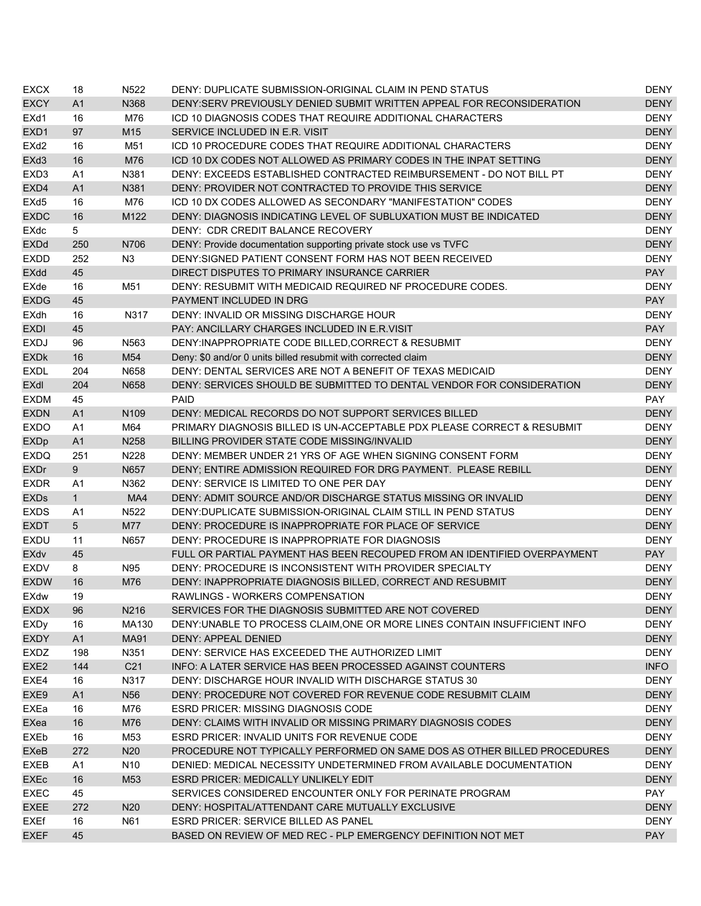| | | | | |
|---|---|---|---|---|
| EXCX | 18 | N522 | DENY: DUPLICATE SUBMISSION-ORIGINAL CLAIM IN PEND STATUS | DENY |
| EXCY | A1 | N368 | DENY:SERV PREVIOUSLY DENIED SUBMIT WRITTEN APPEAL FOR RECONSIDERATION | DENY |
| EXd1 | 16 | M76 | ICD 10 DIAGNOSIS CODES THAT REQUIRE ADDITIONAL CHARACTERS | DENY |
| EXD1 | 97 | M15 | SERVICE INCLUDED IN E.R. VISIT | DENY |
| EXd2 | 16 | M51 | ICD 10 PROCEDURE CODES THAT REQUIRE ADDITIONAL CHARACTERS | DENY |
| EXd3 | 16 | M76 | ICD 10 DX CODES NOT ALLOWED AS PRIMARY CODES IN THE INPAT SETTING | DENY |
| EXD3 | A1 | N381 | DENY: EXCEEDS ESTABLISHED CONTRACTED REIMBURSEMENT - DO NOT BILL PT | DENY |
| EXD4 | A1 | N381 | DENY: PROVIDER NOT CONTRACTED TO PROVIDE THIS SERVICE | DENY |
| EXd5 | 16 | M76 | ICD 10 DX CODES ALLOWED AS SECONDARY "MANIFESTATION" CODES | DENY |
| EXDC | 16 | M122 | DENY: DIAGNOSIS INDICATING LEVEL OF SUBLUXATION MUST BE INDICATED | DENY |
| EXdc | 5 | | DENY: CDR CREDIT BALANCE RECOVERY | DENY |
| EXDd | 250 | N706 | DENY: Provide documentation supporting private stock use vs TVFC | DENY |
| EXDD | 252 | N3 | DENY:SIGNED PATIENT CONSENT FORM HAS NOT BEEN RECEIVED | DENY |
| EXdd | 45 | | DIRECT DISPUTES TO PRIMARY INSURANCE CARRIER | PAY |
| EXde | 16 | M51 | DENY: RESUBMIT WITH MEDICAID REQUIRED NF PROCEDURE CODES. | DENY |
| EXDG | 45 | | PAYMENT INCLUDED IN DRG | PAY |
| EXdh | 16 | N317 | DENY: INVALID OR MISSING DISCHARGE HOUR | DENY |
| EXDI | 45 | | PAY: ANCILLARY CHARGES INCLUDED IN E.R.VISIT | PAY |
| EXDJ | 96 | N563 | DENY:INAPPROPRIATE CODE BILLED,CORRECT & RESUBMIT | DENY |
| EXDk | 16 | M54 | Deny: $0 and/or 0 units billed resubmit with corrected claim | DENY |
| EXDL | 204 | N658 | DENY: DENTAL SERVICES ARE NOT A BENEFIT OF TEXAS MEDICAID | DENY |
| EXdl | 204 | N658 | DENY: SERVICES SHOULD BE SUBMITTED TO DENTAL VENDOR FOR CONSIDERATION | DENY |
| EXDM | 45 | | PAID | PAY |
| EXDN | A1 | N109 | DENY: MEDICAL RECORDS DO NOT SUPPORT SERVICES BILLED | DENY |
| EXDO | A1 | M64 | PRIMARY DIAGNOSIS BILLED IS UN-ACCEPTABLE PDX PLEASE CORRECT & RESUBMIT | DENY |
| EXDp | A1 | N258 | BILLING PROVIDER STATE CODE MISSING/INVALID | DENY |
| EXDQ | 251 | N228 | DENY: MEMBER UNDER 21 YRS OF AGE WHEN SIGNING CONSENT FORM | DENY |
| EXDr | 9 | N657 | DENY; ENTIRE ADMISSION REQUIRED FOR DRG PAYMENT. PLEASE REBILL | DENY |
| EXDR | A1 | N362 | DENY: SERVICE IS LIMITED TO ONE PER DAY | DENY |
| EXDs | 1 | MA4 | DENY: ADMIT SOURCE AND/OR DISCHARGE STATUS MISSING OR INVALID | DENY |
| EXDS | A1 | N522 | DENY:DUPLICATE SUBMISSION-ORIGINAL CLAIM STILL IN PEND STATUS | DENY |
| EXDT | 5 | M77 | DENY: PROCEDURE IS INAPPROPRIATE FOR PLACE OF SERVICE | DENY |
| EXDU | 11 | N657 | DENY: PROCEDURE IS INAPPROPRIATE FOR DIAGNOSIS | DENY |
| EXdv | 45 | | FULL OR PARTIAL PAYMENT HAS BEEN RECOUPED FROM AN IDENTIFIED OVERPAYMENT | PAY |
| EXDV | 8 | N95 | DENY: PROCEDURE IS INCONSISTENT WITH PROVIDER SPECIALTY | DENY |
| EXDW | 16 | M76 | DENY: INAPPROPRIATE DIAGNOSIS BILLED, CORRECT AND RESUBMIT | DENY |
| EXdw | 19 | | RAWLINGS - WORKERS COMPENSATION | DENY |
| EXDX | 96 | N216 | SERVICES FOR THE DIAGNOSIS SUBMITTED ARE NOT COVERED | DENY |
| EXDy | 16 | MA130 | DENY:UNABLE TO PROCESS CLAIM,ONE OR MORE LINES CONTAIN INSUFFICIENT INFO | DENY |
| EXDY | A1 | MA91 | DENY: APPEAL DENIED | DENY |
| EXDZ | 198 | N351 | DENY: SERVICE HAS EXCEEDED THE AUTHORIZED LIMIT | DENY |
| EXE2 | 144 | C21 | INFO: A LATER SERVICE HAS BEEN PROCESSED AGAINST COUNTERS | INFO |
| EXE4 | 16 | N317 | DENY: DISCHARGE HOUR INVALID WITH DISCHARGE STATUS 30 | DENY |
| EXE9 | A1 | N56 | DENY: PROCEDURE NOT COVERED FOR REVENUE CODE RESUBMIT CLAIM | DENY |
| EXEa | 16 | M76 | ESRD PRICER: MISSING DIAGNOSIS CODE | DENY |
| EXea | 16 | M76 | DENY: CLAIMS WITH INVALID OR MISSING PRIMARY DIAGNOSIS CODES | DENY |
| EXEb | 16 | M53 | ESRD PRICER: INVALID UNITS FOR REVENUE CODE | DENY |
| EXeB | 272 | N20 | PROCEDURE NOT TYPICALLY PERFORMED ON SAME DOS AS OTHER BILLED PROCEDURES | DENY |
| EXEB | A1 | N10 | DENIED: MEDICAL NECESSITY UNDETERMINED FROM AVAILABLE DOCUMENTATION | DENY |
| EXEc | 16 | M53 | ESRD PRICER: MEDICALLY UNLIKELY EDIT | DENY |
| EXEC | 45 | | SERVICES CONSIDERED ENCOUNTER ONLY FOR PERINATE PROGRAM | PAY |
| EXEE | 272 | N20 | DENY: HOSPITAL/ATTENDANT CARE MUTUALLY EXCLUSIVE | DENY |
| EXEf | 16 | N61 | ESRD PRICER: SERVICE BILLED AS PANEL | DENY |
| EXEF | 45 | | BASED ON REVIEW OF MED REC - PLP EMERGENCY DEFINITION NOT MET | PAY |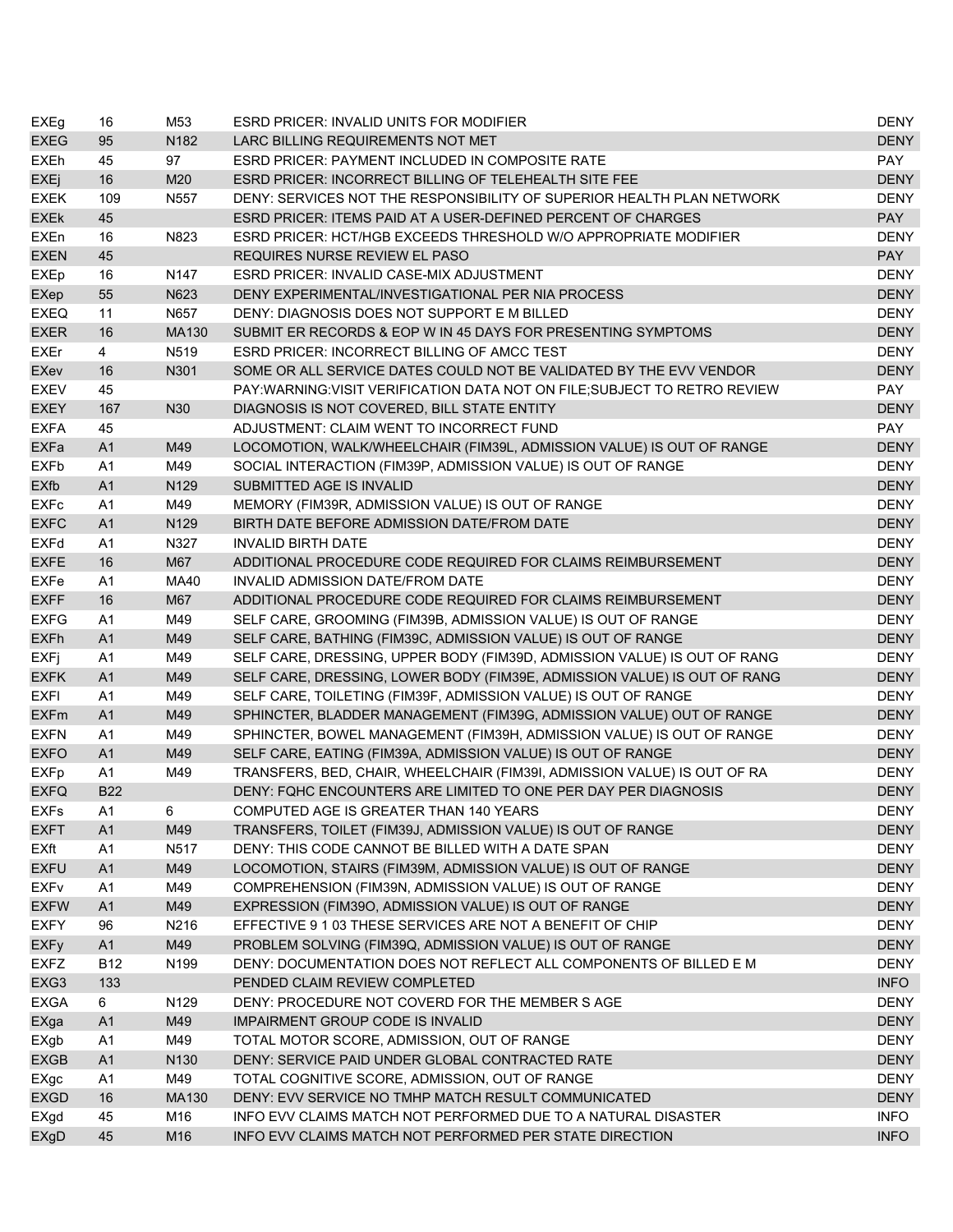| | | | | |
|---|---|---|---|---|
| EXEg | 16 | M53 | ESRD PRICER: INVALID UNITS FOR MODIFIER | DENY |
| EXEG | 95 | N182 | LARC BILLING REQUIREMENTS NOT MET | DENY |
| EXEh | 45 | 97 | ESRD PRICER: PAYMENT INCLUDED IN COMPOSITE RATE | PAY |
| EXEj | 16 | M20 | ESRD PRICER: INCORRECT BILLING OF TELEHEALTH SITE FEE | DENY |
| EXEK | 109 | N557 | DENY: SERVICES NOT THE RESPONSIBILITY OF SUPERIOR HEALTH PLAN NETWORK | DENY |
| EXEk | 45 | | ESRD PRICER: ITEMS PAID AT A USER-DEFINED PERCENT OF CHARGES | PAY |
| EXEn | 16 | N823 | ESRD PRICER: HCT/HGB EXCEEDS THRESHOLD W/O APPROPRIATE MODIFIER | DENY |
| EXEN | 45 | | REQUIRES NURSE REVIEW EL PASO | PAY |
| EXEp | 16 | N147 | ESRD PRICER: INVALID CASE-MIX ADJUSTMENT | DENY |
| EXep | 55 | N623 | DENY EXPERIMENTAL/INVESTIGATIONAL PER NIA PROCESS | DENY |
| EXEQ | 11 | N657 | DENY: DIAGNOSIS DOES NOT SUPPORT E M BILLED | DENY |
| EXER | 16 | MA130 | SUBMIT ER RECORDS & EOP W IN 45 DAYS FOR PRESENTING SYMPTOMS | DENY |
| EXEr | 4 | N519 | ESRD PRICER: INCORRECT BILLING OF AMCC TEST | DENY |
| EXev | 16 | N301 | SOME OR ALL SERVICE DATES COULD NOT BE VALIDATED BY THE EVV VENDOR | DENY |
| EXEV | 45 | | PAY:WARNING:VISIT VERIFICATION DATA NOT ON FILE;SUBJECT TO RETRO REVIEW | PAY |
| EXEY | 167 | N30 | DIAGNOSIS IS NOT COVERED, BILL STATE ENTITY | DENY |
| EXFA | 45 | | ADJUSTMENT: CLAIM WENT TO INCORRECT FUND | PAY |
| EXFa | A1 | M49 | LOCOMOTION, WALK/WHEELCHAIR (FIM39L, ADMISSION VALUE) IS OUT OF RANGE | DENY |
| EXFb | A1 | M49 | SOCIAL INTERACTION (FIM39P, ADMISSION VALUE) IS OUT OF RANGE | DENY |
| EXfb | A1 | N129 | SUBMITTED AGE IS INVALID | DENY |
| EXFc | A1 | M49 | MEMORY (FIM39R, ADMISSION VALUE) IS OUT OF RANGE | DENY |
| EXFC | A1 | N129 | BIRTH DATE BEFORE ADMISSION DATE/FROM DATE | DENY |
| EXFd | A1 | N327 | INVALID BIRTH DATE | DENY |
| EXFE | 16 | M67 | ADDITIONAL PROCEDURE CODE REQUIRED FOR CLAIMS REIMBURSEMENT | DENY |
| EXFe | A1 | MA40 | INVALID ADMISSION DATE/FROM DATE | DENY |
| EXFF | 16 | M67 | ADDITIONAL PROCEDURE CODE REQUIRED FOR CLAIMS REIMBURSEMENT | DENY |
| EXFG | A1 | M49 | SELF CARE, GROOMING (FIM39B, ADMISSION VALUE) IS OUT OF RANGE | DENY |
| EXFh | A1 | M49 | SELF CARE, BATHING (FIM39C, ADMISSION VALUE) IS OUT OF RANGE | DENY |
| EXFj | A1 | M49 | SELF CARE, DRESSING, UPPER BODY (FIM39D, ADMISSION VALUE) IS OUT OF RANG | DENY |
| EXFK | A1 | M49 | SELF CARE, DRESSING, LOWER BODY (FIM39E, ADMISSION VALUE) IS OUT OF RANG | DENY |
| EXFl | A1 | M49 | SELF CARE, TOILETING (FIM39F, ADMISSION VALUE) IS OUT OF RANGE | DENY |
| EXFm | A1 | M49 | SPHINCTER, BLADDER MANAGEMENT (FIM39G, ADMISSION VALUE) OUT OF RANGE | DENY |
| EXFN | A1 | M49 | SPHINCTER, BOWEL MANAGEMENT (FIM39H, ADMISSION VALUE) IS OUT OF RANGE | DENY |
| EXFO | A1 | M49 | SELF CARE, EATING (FIM39A, ADMISSION VALUE) IS OUT OF RANGE | DENY |
| EXFp | A1 | M49 | TRANSFERS, BED, CHAIR, WHEELCHAIR (FIM39I, ADMISSION VALUE) IS OUT OF RA | DENY |
| EXFQ | B22 | | DENY: FQHC ENCOUNTERS ARE LIMITED TO ONE PER DAY PER DIAGNOSIS | DENY |
| EXFs | A1 | 6 | COMPUTED AGE IS GREATER THAN 140 YEARS | DENY |
| EXFT | A1 | M49 | TRANSFERS, TOILET (FIM39J, ADMISSION VALUE) IS OUT OF RANGE | DENY |
| EXft | A1 | N517 | DENY: THIS CODE CANNOT BE BILLED WITH A DATE SPAN | DENY |
| EXFU | A1 | M49 | LOCOMOTION, STAIRS (FIM39M, ADMISSION VALUE) IS OUT OF RANGE | DENY |
| EXFv | A1 | M49 | COMPREHENSION (FIM39N, ADMISSION VALUE) IS OUT OF RANGE | DENY |
| EXFW | A1 | M49 | EXPRESSION (FIM39O, ADMISSION VALUE) IS OUT OF RANGE | DENY |
| EXFY | 96 | N216 | EFFECTIVE 9 1 03 THESE SERVICES ARE NOT A BENEFIT OF CHIP | DENY |
| EXFy | A1 | M49 | PROBLEM SOLVING (FIM39Q, ADMISSION VALUE) IS OUT OF RANGE | DENY |
| EXFZ | B12 | N199 | DENY: DOCUMENTATION DOES NOT REFLECT ALL COMPONENTS OF BILLED E M | DENY |
| EXG3 | 133 | | PENDED CLAIM REVIEW COMPLETED | INFO |
| EXGA | 6 | N129 | DENY: PROCEDURE NOT COVERD FOR THE MEMBER S AGE | DENY |
| EXga | A1 | M49 | IMPAIRMENT GROUP CODE IS INVALID | DENY |
| EXgb | A1 | M49 | TOTAL MOTOR SCORE, ADMISSION, OUT OF RANGE | DENY |
| EXGB | A1 | N130 | DENY: SERVICE PAID UNDER GLOBAL CONTRACTED RATE | DENY |
| EXgc | A1 | M49 | TOTAL COGNITIVE SCORE, ADMISSION, OUT OF RANGE | DENY |
| EXGD | 16 | MA130 | DENY: EVV SERVICE NO TMHP MATCH RESULT COMMUNICATED | DENY |
| EXgd | 45 | M16 | INFO EVV CLAIMS MATCH NOT PERFORMED DUE TO A NATURAL DISASTER | INFO |
| EXgD | 45 | M16 | INFO EVV CLAIMS MATCH NOT PERFORMED PER STATE DIRECTION | INFO |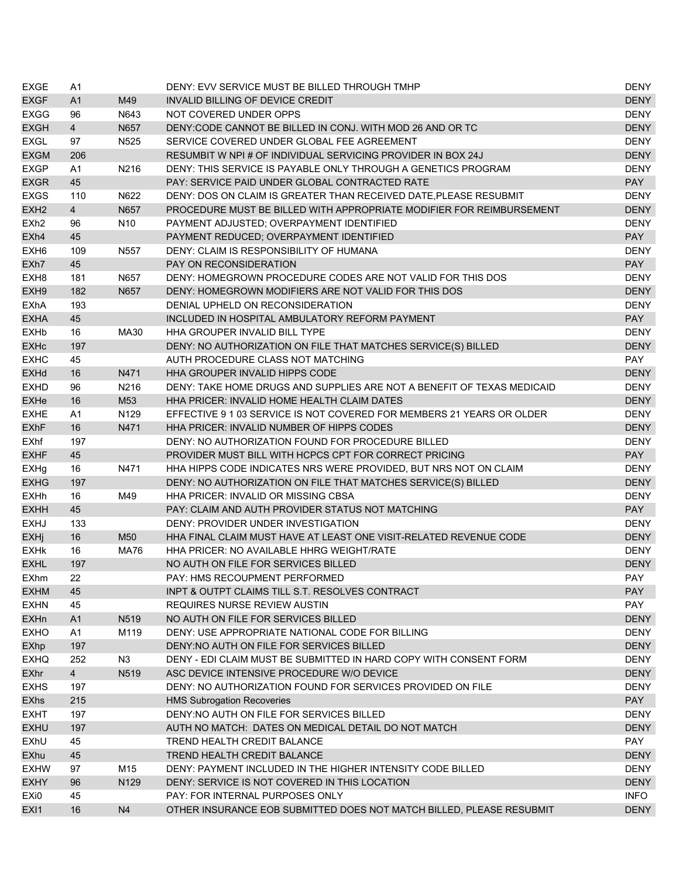| | | | | |
|---|---|---|---|---|
| EXGE | A1 | | DENY: EVV SERVICE MUST BE BILLED THROUGH TMHP | DENY |
| EXGF | A1 | M49 | INVALID BILLING OF DEVICE CREDIT | DENY |
| EXGG | 96 | N643 | NOT COVERED UNDER OPPS | DENY |
| EXGH | 4 | N657 | DENY:CODE CANNOT BE BILLED IN CONJ. WITH MOD 26 AND OR TC | DENY |
| EXGL | 97 | N525 | SERVICE COVERED UNDER GLOBAL FEE AGREEMENT | DENY |
| EXGM | 206 | | RESUMBIT W NPI # OF INDIVIDUAL SERVICING PROVIDER IN BOX 24J | DENY |
| EXGP | A1 | N216 | DENY: THIS SERVICE IS PAYABLE ONLY THROUGH A GENETICS PROGRAM | DENY |
| EXGR | 45 | | PAY: SERVICE PAID UNDER GLOBAL CONTRACTED RATE | PAY |
| EXGS | 110 | N622 | DENY: DOS ON CLAIM IS GREATER THAN RECEIVED DATE,PLEASE RESUBMIT | DENY |
| EXH2 | 4 | N657 | PROCEDURE MUST BE BILLED WITH APPROPRIATE MODIFIER FOR REIMBURSEMENT | DENY |
| EXh2 | 96 | N10 | PAYMENT ADJUSTED; OVERPAYMENT IDENTIFIED | DENY |
| EXh4 | 45 | | PAYMENT REDUCED; OVERPAYMENT IDENTIFIED | PAY |
| EXH6 | 109 | N557 | DENY: CLAIM IS RESPONSIBILITY OF HUMANA | DENY |
| EXh7 | 45 | | PAY ON RECONSIDERATION | PAY |
| EXH8 | 181 | N657 | DENY: HOMEGROWN PROCEDURE CODES ARE NOT VALID FOR THIS DOS | DENY |
| EXH9 | 182 | N657 | DENY: HOMEGROWN MODIFIERS ARE NOT VALID FOR THIS DOS | DENY |
| EXhA | 193 | | DENIAL UPHELD ON RECONSIDERATION | DENY |
| EXHA | 45 | | INCLUDED IN HOSPITAL AMBULATORY REFORM PAYMENT | PAY |
| EXHb | 16 | MA30 | HHA GROUPER INVALID BILL TYPE | DENY |
| EXHc | 197 | | DENY: NO AUTHORIZATION ON FILE THAT MATCHES SERVICE(S) BILLED | DENY |
| EXHC | 45 | | AUTH PROCEDURE CLASS NOT MATCHING | PAY |
| EXHd | 16 | N471 | HHA GROUPER INVALID HIPPS CODE | DENY |
| EXHD | 96 | N216 | DENY: TAKE HOME DRUGS AND SUPPLIES ARE NOT A BENEFIT OF TEXAS MEDICAID | DENY |
| EXHe | 16 | M53 | HHA PRICER: INVALID HOME HEALTH CLAIM DATES | DENY |
| EXHE | A1 | N129 | EFFECTIVE 9 1 03 SERVICE IS NOT COVERED FOR MEMBERS 21 YEARS OR OLDER | DENY |
| EXhF | 16 | N471 | HHA PRICER: INVALID NUMBER OF HIPPS CODES | DENY |
| EXhf | 197 | | DENY: NO AUTHORIZATION FOUND FOR PROCEDURE BILLED | DENY |
| EXHF | 45 | | PROVIDER MUST BILL WITH HCPCS CPT FOR CORRECT PRICING | PAY |
| EXHg | 16 | N471 | HHA HIPPS CODE INDICATES NRS WERE PROVIDED, BUT NRS NOT ON CLAIM | DENY |
| EXHG | 197 | | DENY: NO AUTHORIZATION ON FILE THAT MATCHES SERVICE(S) BILLED | DENY |
| EXHh | 16 | M49 | HHA PRICER: INVALID OR MISSING CBSA | DENY |
| EXHH | 45 | | PAY: CLAIM AND AUTH PROVIDER STATUS NOT MATCHING | PAY |
| EXHJ | 133 | | DENY: PROVIDER UNDER INVESTIGATION | DENY |
| EXHj | 16 | M50 | HHA FINAL CLAIM MUST HAVE AT LEAST ONE VISIT-RELATED REVENUE CODE | DENY |
| EXHk | 16 | MA76 | HHA PRICER: NO AVAILABLE HHRG WEIGHT/RATE | DENY |
| EXHL | 197 | | NO AUTH ON FILE FOR SERVICES BILLED | DENY |
| EXhm | 22 | | PAY: HMS RECOUPMENT PERFORMED | PAY |
| EXHM | 45 | | INPT & OUTPT CLAIMS TILL S.T. RESOLVES CONTRACT | PAY |
| EXHN | 45 | | REQUIRES NURSE REVIEW AUSTIN | PAY |
| EXHn | A1 | N519 | NO AUTH ON FILE FOR SERVICES BILLED | DENY |
| EXHO | A1 | M119 | DENY: USE APPROPRIATE NATIONAL CODE FOR BILLING | DENY |
| EXhp | 197 | | DENY:NO AUTH ON FILE FOR SERVICES BILLED | DENY |
| EXHQ | 252 | N3 | DENY - EDI CLAIM MUST BE SUBMITTED IN HARD COPY WITH CONSENT FORM | DENY |
| EXhr | 4 | N519 | ASC DEVICE INTENSIVE PROCEDURE W/O DEVICE | DENY |
| EXHS | 197 | | DENY: NO AUTHORIZATION FOUND FOR SERVICES PROVIDED ON FILE | DENY |
| EXhs | 215 | | HMS Subrogation Recoveries | PAY |
| EXHT | 197 | | DENY:NO AUTH ON FILE FOR SERVICES BILLED | DENY |
| EXHU | 197 | | AUTH NO MATCH: DATES ON MEDICAL DETAIL DO NOT MATCH | DENY |
| EXhU | 45 | | TREND HEALTH CREDIT BALANCE | PAY |
| EXhu | 45 | | TREND HEALTH CREDIT BALANCE | DENY |
| EXHW | 97 | M15 | DENY: PAYMENT INCLUDED IN THE HIGHER INTENSITY CODE BILLED | DENY |
| EXHY | 96 | N129 | DENY: SERVICE IS NOT COVERED IN THIS LOCATION | DENY |
| EXi0 | 45 | | PAY: FOR INTERNAL PURPOSES ONLY | INFO |
| EXI1 | 16 | N4 | OTHER INSURANCE EOB SUBMITTED DOES NOT MATCH BILLED, PLEASE RESUBMIT | DENY |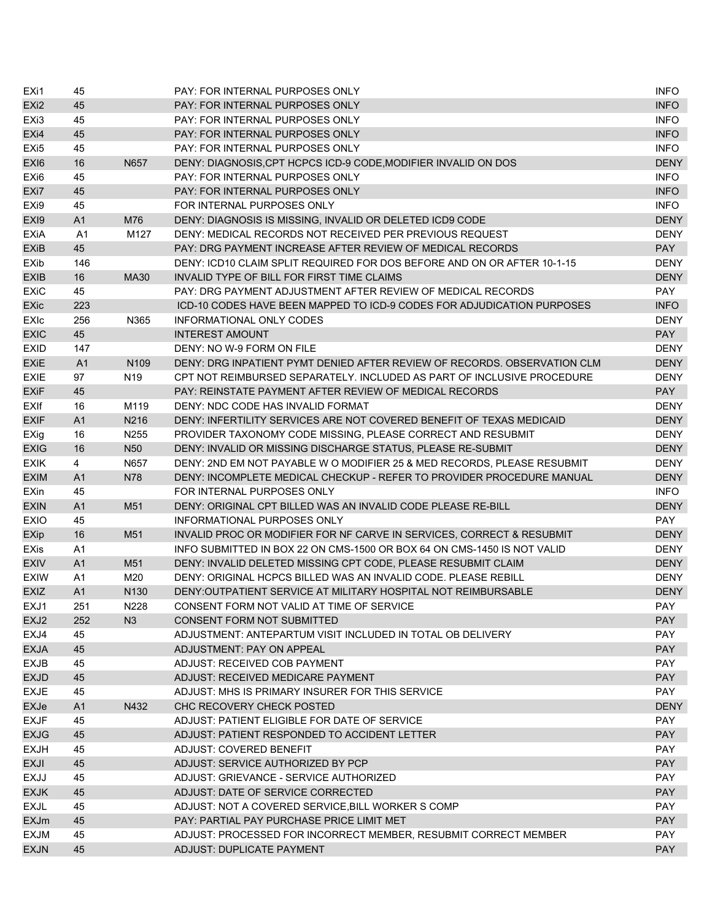| | | | | |
|---|---|---|---|---|
| EXi1 | 45 | | PAY: FOR INTERNAL PURPOSES ONLY | INFO |
| EXi2 | 45 | | PAY: FOR INTERNAL PURPOSES ONLY | INFO |
| EXi3 | 45 | | PAY: FOR INTERNAL PURPOSES ONLY | INFO |
| EXi4 | 45 | | PAY: FOR INTERNAL PURPOSES ONLY | INFO |
| EXi5 | 45 | | PAY: FOR INTERNAL PURPOSES ONLY | INFO |
| EXI6 | 16 | N657 | DENY: DIAGNOSIS,CPT HCPCS ICD-9 CODE,MODIFIER INVALID ON DOS | DENY |
| EXi6 | 45 | | PAY: FOR INTERNAL PURPOSES ONLY | INFO |
| EXi7 | 45 | | PAY: FOR INTERNAL PURPOSES ONLY | INFO |
| EXi9 | 45 | | FOR INTERNAL PURPOSES ONLY | INFO |
| EXI9 | A1 | M76 | DENY: DIAGNOSIS IS MISSING, INVALID OR DELETED ICD9 CODE | DENY |
| EXiA | A1 | M127 | DENY: MEDICAL RECORDS NOT RECEIVED PER PREVIOUS REQUEST | DENY |
| EXiB | 45 | | PAY: DRG PAYMENT INCREASE AFTER REVIEW OF MEDICAL RECORDS | PAY |
| EXib | 146 | | DENY: ICD10 CLAIM SPLIT REQUIRED FOR DOS BEFORE AND ON OR AFTER 10-1-15 | DENY |
| EXIB | 16 | MA30 | INVALID TYPE OF BILL FOR FIRST TIME CLAIMS | DENY |
| EXiC | 45 | | PAY: DRG PAYMENT ADJUSTMENT AFTER REVIEW OF MEDICAL RECORDS | PAY |
| EXic | 223 | | ICD-10 CODES HAVE BEEN MAPPED TO ICD-9 CODES FOR ADJUDICATION PURPOSES | INFO |
| EXIc | 256 | N365 | INFORMATIONAL ONLY CODES | DENY |
| EXIC | 45 | | INTEREST AMOUNT | PAY |
| EXID | 147 | | DENY: NO W-9 FORM ON FILE | DENY |
| EXiE | A1 | N109 | DENY: DRG INPATIENT PYMT DENIED AFTER REVIEW OF RECORDS. OBSERVATION CLM | DENY |
| EXIE | 97 | N19 | CPT NOT REIMBURSED SEPARATELY. INCLUDED AS PART OF INCLUSIVE PROCEDURE | DENY |
| EXiF | 45 | | PAY: REINSTATE PAYMENT AFTER REVIEW OF MEDICAL RECORDS | PAY |
| EXIf | 16 | M119 | DENY: NDC CODE HAS INVALID FORMAT | DENY |
| EXIF | A1 | N216 | DENY: INFERTILITY SERVICES ARE NOT COVERED BENEFIT OF TEXAS MEDICAID | DENY |
| EXig | 16 | N255 | PROVIDER TAXONOMY CODE MISSING, PLEASE CORRECT AND RESUBMIT | DENY |
| EXIG | 16 | N50 | DENY: INVALID OR MISSING DISCHARGE STATUS, PLEASE RE-SUBMIT | DENY |
| EXIK | 4 | N657 | DENY: 2ND EM NOT PAYABLE W O MODIFIER 25 & MED RECORDS, PLEASE RESUBMIT | DENY |
| EXIM | A1 | N78 | DENY: INCOMPLETE MEDICAL CHECKUP - REFER TO PROVIDER PROCEDURE MANUAL | DENY |
| EXin | 45 | | FOR INTERNAL PURPOSES ONLY | INFO |
| EXIN | A1 | M51 | DENY: ORIGINAL CPT BILLED WAS AN INVALID CODE PLEASE RE-BILL | DENY |
| EXIO | 45 | | INFORMATIONAL PURPOSES ONLY | PAY |
| EXip | 16 | M51 | INVALID PROC OR MODIFIER FOR NF CARVE IN SERVICES, CORRECT & RESUBMIT | DENY |
| EXis | A1 | | INFO SUBMITTED IN BOX 22 ON CMS-1500 OR BOX 64 ON CMS-1450 IS NOT VALID | DENY |
| EXIV | A1 | M51 | DENY: INVALID DELETED MISSING CPT CODE, PLEASE RESUBMIT CLAIM | DENY |
| EXIW | A1 | M20 | DENY: ORIGINAL HCPCS BILLED WAS AN INVALID CODE. PLEASE REBILL | DENY |
| EXIZ | A1 | N130 | DENY:OUTPATIENT SERVICE AT MILITARY HOSPITAL NOT REIMBURSABLE | DENY |
| EXJ1 | 251 | N228 | CONSENT FORM NOT VALID AT TIME OF SERVICE | PAY |
| EXJ2 | 252 | N3 | CONSENT FORM NOT SUBMITTED | PAY |
| EXJ4 | 45 | | ADJUSTMENT: ANTEPARTUM VISIT INCLUDED IN TOTAL OB DELIVERY | PAY |
| EXJA | 45 | | ADJUSTMENT: PAY ON APPEAL | PAY |
| EXJB | 45 | | ADJUST: RECEIVED COB PAYMENT | PAY |
| EXJD | 45 | | ADJUST: RECEIVED MEDICARE PAYMENT | PAY |
| EXJE | 45 | | ADJUST: MHS IS PRIMARY INSURER FOR THIS SERVICE | PAY |
| EXJe | A1 | N432 | CHC RECOVERY CHECK POSTED | DENY |
| EXJF | 45 | | ADJUST: PATIENT ELIGIBLE FOR DATE OF SERVICE | PAY |
| EXJG | 45 | | ADJUST: PATIENT RESPONDED TO ACCIDENT LETTER | PAY |
| EXJH | 45 | | ADJUST: COVERED BENEFIT | PAY |
| EXJI | 45 | | ADJUST: SERVICE AUTHORIZED BY PCP | PAY |
| EXJJ | 45 | | ADJUST: GRIEVANCE - SERVICE AUTHORIZED | PAY |
| EXJK | 45 | | ADJUST: DATE OF SERVICE CORRECTED | PAY |
| EXJL | 45 | | ADJUST: NOT A COVERED SERVICE,BILL WORKER S COMP | PAY |
| EXJm | 45 | | PAY: PARTIAL PAY PURCHASE PRICE LIMIT MET | PAY |
| EXJM | 45 | | ADJUST: PROCESSED FOR INCORRECT MEMBER, RESUBMIT CORRECT MEMBER | PAY |
| EXJN | 45 | | ADJUST: DUPLICATE PAYMENT | PAY |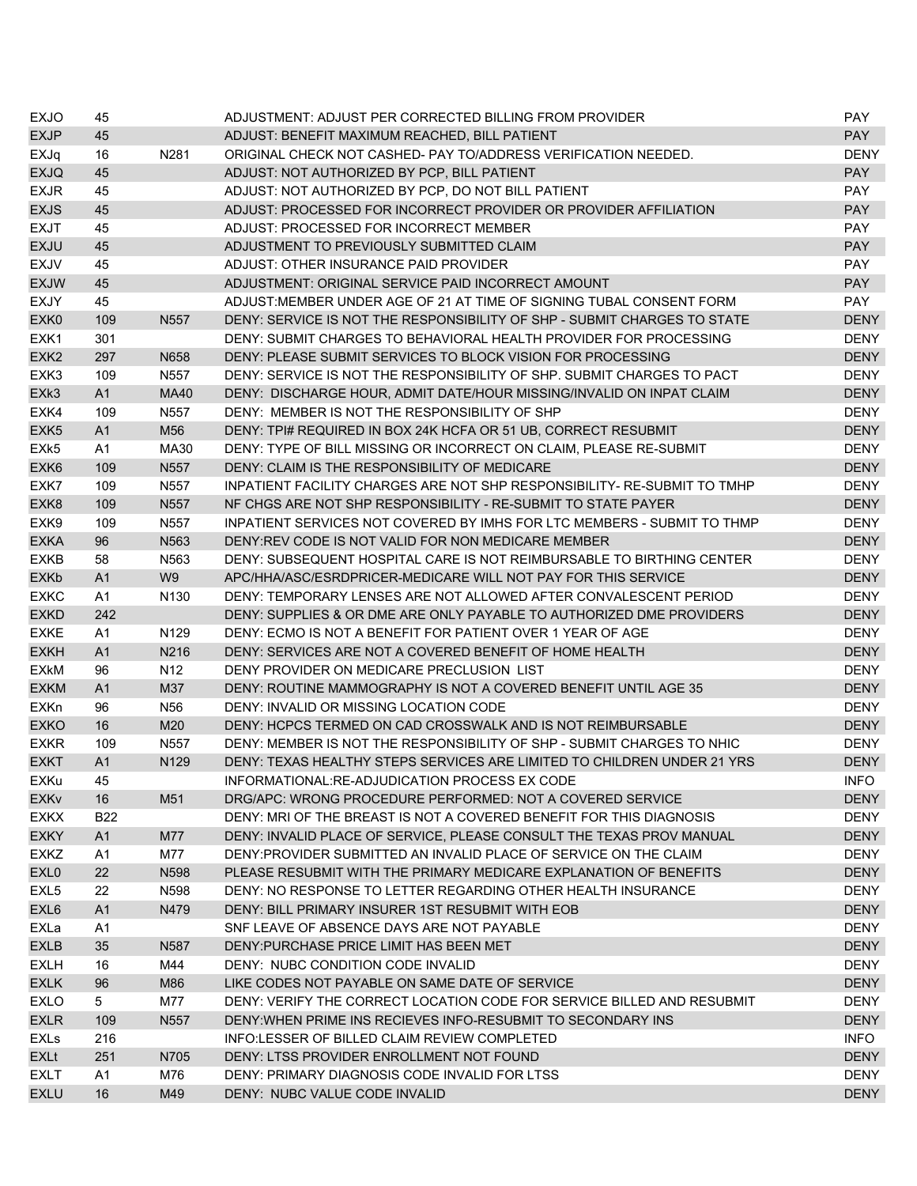| | | | | |
|---|---|---|---|---|
| EXJO | 45 | | ADJUSTMENT: ADJUST PER CORRECTED BILLING FROM PROVIDER | PAY |
| EXJP | 45 | | ADJUST: BENEFIT MAXIMUM REACHED, BILL PATIENT | PAY |
| EXJq | 16 | N281 | ORIGINAL CHECK NOT CASHED- PAY TO/ADDRESS VERIFICATION NEEDED. | DENY |
| EXJQ | 45 | | ADJUST: NOT AUTHORIZED BY PCP, BILL PATIENT | PAY |
| EXJR | 45 | | ADJUST: NOT AUTHORIZED BY PCP, DO NOT BILL PATIENT | PAY |
| EXJS | 45 | | ADJUST: PROCESSED FOR INCORRECT PROVIDER OR PROVIDER AFFILIATION | PAY |
| EXJT | 45 | | ADJUST: PROCESSED FOR INCORRECT MEMBER | PAY |
| EXJU | 45 | | ADJUSTMENT TO PREVIOUSLY SUBMITTED CLAIM | PAY |
| EXJV | 45 | | ADJUST: OTHER INSURANCE PAID PROVIDER | PAY |
| EXJW | 45 | | ADJUSTMENT: ORIGINAL SERVICE PAID INCORRECT AMOUNT | PAY |
| EXJY | 45 | | ADJUST:MEMBER UNDER AGE OF 21 AT TIME OF SIGNING TUBAL CONSENT FORM | PAY |
| EXK0 | 109 | N557 | DENY: SERVICE IS NOT THE RESPONSIBILITY OF SHP - SUBMIT CHARGES TO STATE | DENY |
| EXK1 | 301 | | DENY: SUBMIT CHARGES TO BEHAVIORAL HEALTH PROVIDER FOR PROCESSING | DENY |
| EXK2 | 297 | N658 | DENY: PLEASE SUBMIT SERVICES TO BLOCK VISION FOR PROCESSING | DENY |
| EXK3 | 109 | N557 | DENY: SERVICE IS NOT THE RESPONSIBILITY OF SHP. SUBMIT CHARGES TO PACT | DENY |
| EXk3 | A1 | MA40 | DENY: DISCHARGE HOUR, ADMIT DATE/HOUR MISSING/INVALID ON INPAT CLAIM | DENY |
| EXK4 | 109 | N557 | DENY: MEMBER IS NOT THE RESPONSIBILITY OF SHP | DENY |
| EXK5 | A1 | M56 | DENY: TPI# REQUIRED IN BOX 24K HCFA OR 51 UB, CORRECT RESUBMIT | DENY |
| EXk5 | A1 | MA30 | DENY: TYPE OF BILL MISSING OR INCORRECT ON CLAIM, PLEASE RE-SUBMIT | DENY |
| EXK6 | 109 | N557 | DENY: CLAIM IS THE RESPONSIBILITY OF MEDICARE | DENY |
| EXK7 | 109 | N557 | INPATIENT FACILITY CHARGES ARE NOT SHP RESPONSIBILITY- RE-SUBMIT TO TMHP | DENY |
| EXK8 | 109 | N557 | NF CHGS ARE NOT SHP RESPONSIBILITY - RE-SUBMIT TO STATE PAYER | DENY |
| EXK9 | 109 | N557 | INPATIENT SERVICES NOT COVERED BY IMHS FOR LTC MEMBERS - SUBMIT TO THMP | DENY |
| EXKA | 96 | N563 | DENY:REV CODE IS NOT VALID FOR NON MEDICARE MEMBER | DENY |
| EXKB | 58 | N563 | DENY: SUBSEQUENT HOSPITAL CARE IS NOT REIMBURSABLE TO BIRTHING CENTER | DENY |
| EXKb | A1 | W9 | APC/HHA/ASC/ESRDPRICER-MEDICARE WILL NOT PAY FOR THIS SERVICE | DENY |
| EXKC | A1 | N130 | DENY: TEMPORARY LENSES ARE NOT ALLOWED AFTER CONVALESCENT PERIOD | DENY |
| EXKD | 242 | | DENY: SUPPLIES & OR DME ARE ONLY PAYABLE TO AUTHORIZED DME PROVIDERS | DENY |
| EXKE | A1 | N129 | DENY: ECMO IS NOT A BENEFIT FOR PATIENT OVER 1 YEAR OF AGE | DENY |
| EXKH | A1 | N216 | DENY: SERVICES ARE NOT A COVERED BENEFIT OF HOME HEALTH | DENY |
| EXkM | 96 | N12 | DENY PROVIDER ON MEDICARE PRECLUSION LIST | DENY |
| EXKM | A1 | M37 | DENY: ROUTINE MAMMOGRAPHY IS NOT A COVERED BENEFIT UNTIL AGE 35 | DENY |
| EXKn | 96 | N56 | DENY: INVALID OR MISSING LOCATION CODE | DENY |
| EXKO | 16 | M20 | DENY: HCPCS TERMED ON CAD CROSSWALK AND IS NOT REIMBURSABLE | DENY |
| EXKR | 109 | N557 | DENY: MEMBER IS NOT THE RESPONSIBILITY OF SHP - SUBMIT CHARGES TO NHIC | DENY |
| EXKT | A1 | N129 | DENY: TEXAS HEALTHY STEPS SERVICES ARE LIMITED TO CHILDREN UNDER 21 YRS | DENY |
| EXKu | 45 | | INFORMATIONAL:RE-ADJUDICATION PROCESS EX CODE | INFO |
| EXKv | 16 | M51 | DRG/APC: WRONG PROCEDURE PERFORMED: NOT A COVERED SERVICE | DENY |
| EXKX | B22 | | DENY: MRI OF THE BREAST IS NOT A COVERED BENEFIT FOR THIS DIAGNOSIS | DENY |
| EXKY | A1 | M77 | DENY: INVALID PLACE OF SERVICE, PLEASE CONSULT THE TEXAS PROV MANUAL | DENY |
| EXKZ | A1 | M77 | DENY:PROVIDER SUBMITTED AN INVALID PLACE OF SERVICE ON THE CLAIM | DENY |
| EXL0 | 22 | N598 | PLEASE RESUBMIT WITH THE PRIMARY MEDICARE EXPLANATION OF BENEFITS | DENY |
| EXL5 | 22 | N598 | DENY: NO RESPONSE TO LETTER REGARDING OTHER HEALTH INSURANCE | DENY |
| EXL6 | A1 | N479 | DENY: BILL PRIMARY INSURER 1ST RESUBMIT WITH EOB | DENY |
| EXLa | A1 | | SNF LEAVE OF ABSENCE DAYS ARE NOT PAYABLE | DENY |
| EXLB | 35 | N587 | DENY:PURCHASE PRICE LIMIT HAS BEEN MET | DENY |
| EXLH | 16 | M44 | DENY: NUBC CONDITION CODE INVALID | DENY |
| EXLK | 96 | M86 | LIKE CODES NOT PAYABLE ON SAME DATE OF SERVICE | DENY |
| EXLO | 5 | M77 | DENY: VERIFY THE CORRECT LOCATION CODE FOR SERVICE BILLED AND RESUBMIT | DENY |
| EXLR | 109 | N557 | DENY:WHEN PRIME INS RECIEVES INFO-RESUBMIT TO SECONDARY INS | DENY |
| EXLs | 216 | | INFO:LESSER OF BILLED CLAIM REVIEW COMPLETED | INFO |
| EXLt | 251 | N705 | DENY: LTSS PROVIDER ENROLLMENT NOT FOUND | DENY |
| EXLT | A1 | M76 | DENY: PRIMARY DIAGNOSIS CODE INVALID FOR LTSS | DENY |
| EXLU | 16 | M49 | DENY: NUBC VALUE CODE INVALID | DENY |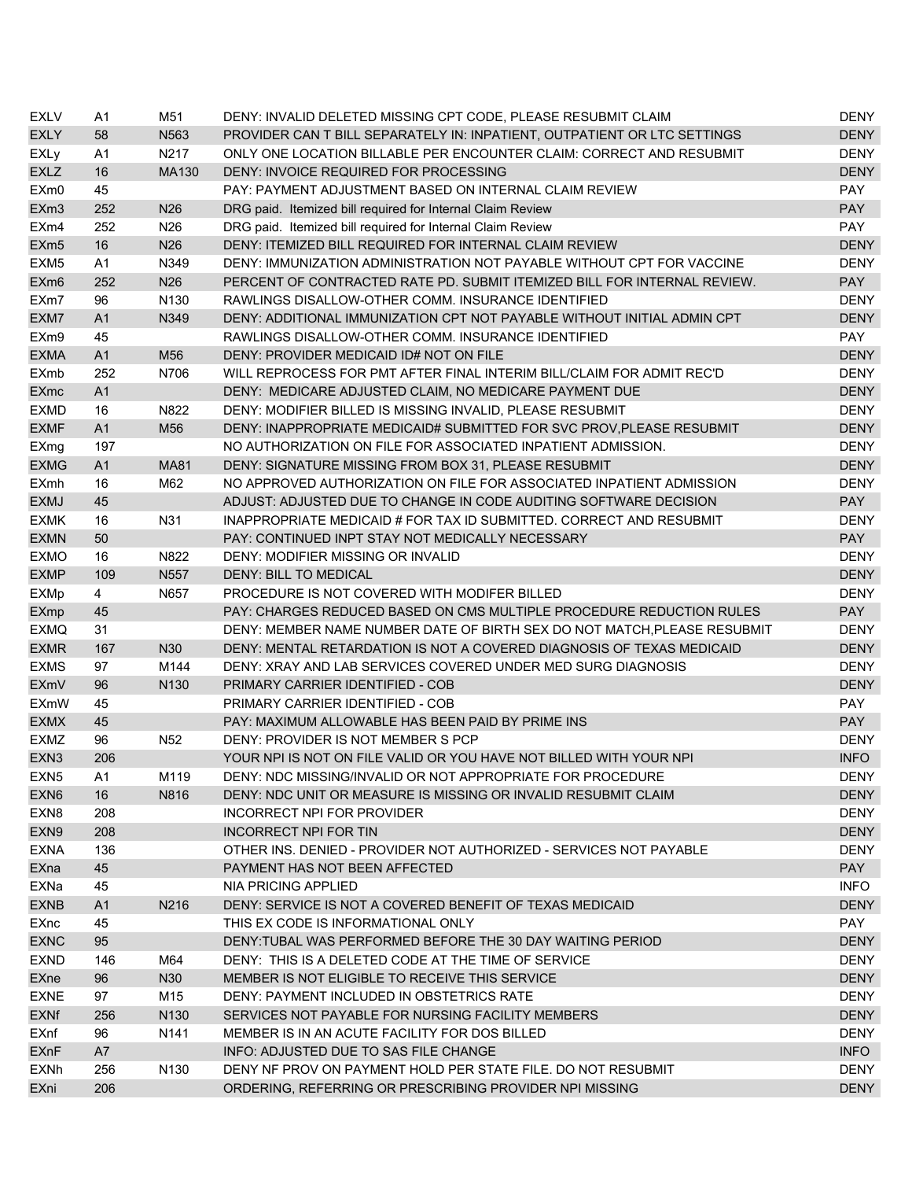| | | | | |
|---|---|---|---|---|
| EXLV | A1 | M51 | DENY: INVALID DELETED MISSING CPT CODE, PLEASE RESUBMIT CLAIM | DENY |
| EXLY | 58 | N563 | PROVIDER CAN T BILL SEPARATELY IN: INPATIENT, OUTPATIENT OR LTC SETTINGS | DENY |
| EXLy | A1 | N217 | ONLY ONE LOCATION BILLABLE PER ENCOUNTER CLAIM: CORRECT AND RESUBMIT | DENY |
| EXLZ | 16 | MA130 | DENY: INVOICE REQUIRED FOR PROCESSING | DENY |
| EXm0 | 45 | | PAY: PAYMENT ADJUSTMENT BASED ON INTERNAL CLAIM REVIEW | PAY |
| EXm3 | 252 | N26 | DRG paid. Itemized bill required for Internal Claim Review | PAY |
| EXm4 | 252 | N26 | DRG paid. Itemized bill required for Internal Claim Review | PAY |
| EXm5 | 16 | N26 | DENY: ITEMIZED BILL REQUIRED FOR INTERNAL CLAIM REVIEW | DENY |
| EXM5 | A1 | N349 | DENY: IMMUNIZATION ADMINISTRATION NOT PAYABLE WITHOUT CPT FOR VACCINE | DENY |
| EXm6 | 252 | N26 | PERCENT OF CONTRACTED RATE PD. SUBMIT ITEMIZED BILL FOR INTERNAL REVIEW. | PAY |
| EXm7 | 96 | N130 | RAWLINGS DISALLOW-OTHER COMM. INSURANCE IDENTIFIED | DENY |
| EXM7 | A1 | N349 | DENY: ADDITIONAL IMMUNIZATION CPT NOT PAYABLE WITHOUT INITIAL ADMIN CPT | DENY |
| EXm9 | 45 | | RAWLINGS DISALLOW-OTHER COMM. INSURANCE IDENTIFIED | PAY |
| EXMA | A1 | M56 | DENY: PROVIDER MEDICAID ID# NOT ON FILE | DENY |
| EXmb | 252 | N706 | WILL REPROCESS FOR PMT AFTER FINAL INTERIM BILL/CLAIM FOR ADMIT REC'D | DENY |
| EXmc | A1 | | DENY: MEDICARE ADJUSTED CLAIM, NO MEDICARE PAYMENT DUE | DENY |
| EXMD | 16 | N822 | DENY: MODIFIER BILLED IS MISSING INVALID, PLEASE RESUBMIT | DENY |
| EXMF | A1 | M56 | DENY: INAPPROPRIATE MEDICAID# SUBMITTED FOR SVC PROV,PLEASE RESUBMIT | DENY |
| EXmg | 197 | | NO AUTHORIZATION ON FILE FOR ASSOCIATED INPATIENT ADMISSION. | DENY |
| EXMG | A1 | MA81 | DENY: SIGNATURE MISSING FROM BOX 31, PLEASE RESUBMIT | DENY |
| EXmh | 16 | M62 | NO APPROVED AUTHORIZATION ON FILE FOR ASSOCIATED INPATIENT ADMISSION | DENY |
| EXMJ | 45 | | ADJUST: ADJUSTED DUE TO CHANGE IN CODE AUDITING SOFTWARE DECISION | PAY |
| EXMK | 16 | N31 | INAPPROPRIATE MEDICAID # FOR TAX ID SUBMITTED. CORRECT AND RESUBMIT | DENY |
| EXMN | 50 | | PAY: CONTINUED INPT STAY NOT MEDICALLY NECESSARY | PAY |
| EXMO | 16 | N822 | DENY: MODIFIER MISSING OR INVALID | DENY |
| EXMP | 109 | N557 | DENY: BILL TO MEDICAL | DENY |
| EXMp | 4 | N657 | PROCEDURE IS NOT COVERED WITH MODIFER BILLED | DENY |
| EXmp | 45 | | PAY: CHARGES REDUCED BASED ON CMS MULTIPLE PROCEDURE REDUCTION RULES | PAY |
| EXMQ | 31 | | DENY: MEMBER NAME NUMBER DATE OF BIRTH SEX DO NOT MATCH,PLEASE RESUBMIT | DENY |
| EXMR | 167 | N30 | DENY: MENTAL RETARDATION IS NOT A COVERED DIAGNOSIS OF TEXAS MEDICAID | DENY |
| EXMS | 97 | M144 | DENY: XRAY AND LAB SERVICES COVERED UNDER MED SURG DIAGNOSIS | DENY |
| EXmV | 96 | N130 | PRIMARY CARRIER IDENTIFIED - COB | DENY |
| EXmW | 45 | | PRIMARY CARRIER IDENTIFIED - COB | PAY |
| EXMX | 45 | | PAY: MAXIMUM ALLOWABLE HAS BEEN PAID BY PRIME INS | PAY |
| EXMZ | 96 | N52 | DENY: PROVIDER IS NOT MEMBER S PCP | DENY |
| EXN3 | 206 | | YOUR NPI IS NOT ON FILE VALID OR YOU HAVE NOT BILLED WITH YOUR NPI | INFO |
| EXN5 | A1 | M119 | DENY: NDC MISSING/INVALID OR NOT APPROPRIATE FOR PROCEDURE | DENY |
| EXN6 | 16 | N816 | DENY: NDC UNIT OR MEASURE IS MISSING OR INVALID RESUBMIT CLAIM | DENY |
| EXN8 | 208 | | INCORRECT NPI FOR PROVIDER | DENY |
| EXN9 | 208 | | INCORRECT NPI FOR TIN | DENY |
| EXNA | 136 | | OTHER INS. DENIED - PROVIDER NOT AUTHORIZED - SERVICES NOT PAYABLE | DENY |
| EXna | 45 | | PAYMENT HAS NOT BEEN AFFECTED | PAY |
| EXNa | 45 | | NIA PRICING APPLIED | INFO |
| EXNB | A1 | N216 | DENY: SERVICE IS NOT A COVERED BENEFIT OF TEXAS MEDICAID | DENY |
| EXnc | 45 | | THIS EX CODE IS INFORMATIONAL ONLY | PAY |
| EXNC | 95 | | DENY:TUBAL WAS PERFORMED BEFORE THE 30 DAY WAITING PERIOD | DENY |
| EXND | 146 | M64 | DENY: THIS IS A DELETED CODE AT THE TIME OF SERVICE | DENY |
| EXne | 96 | N30 | MEMBER IS NOT ELIGIBLE TO RECEIVE THIS SERVICE | DENY |
| EXNE | 97 | M15 | DENY: PAYMENT INCLUDED IN OBSTETRICS RATE | DENY |
| EXNf | 256 | N130 | SERVICES NOT PAYABLE FOR NURSING FACILITY MEMBERS | DENY |
| EXnf | 96 | N141 | MEMBER IS IN AN ACUTE FACILITY FOR DOS BILLED | DENY |
| EXnF | A7 | | INFO: ADJUSTED DUE TO SAS FILE CHANGE | INFO |
| EXNh | 256 | N130 | DENY NF PROV ON PAYMENT HOLD PER STATE FILE. DO NOT RESUBMIT | DENY |
| EXni | 206 | | ORDERING, REFERRING OR PRESCRIBING PROVIDER NPI MISSING | DENY |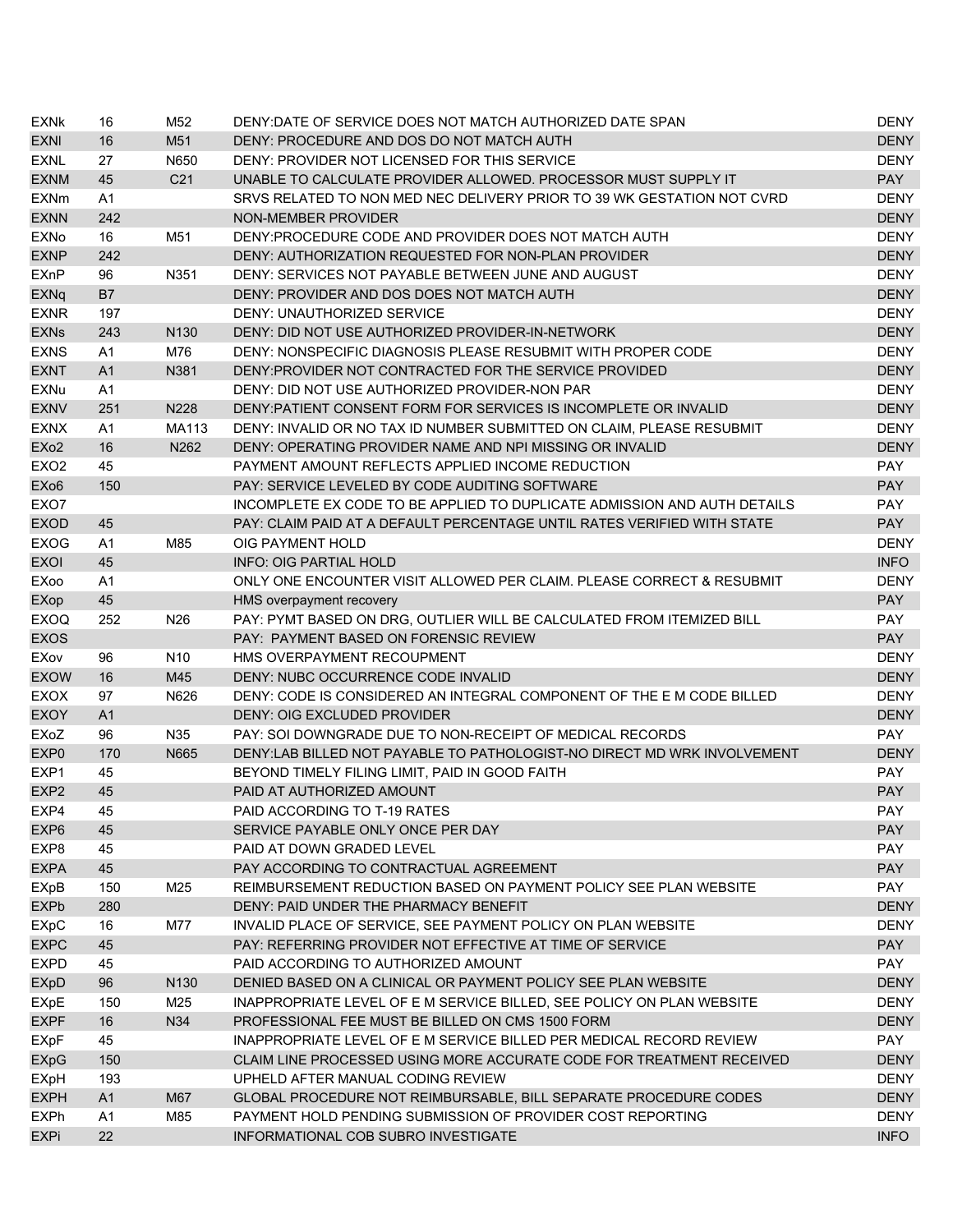| | | | | |
|---|---|---|---|---|
| EXNk | 16 | M52 | DENY:DATE OF SERVICE DOES NOT MATCH AUTHORIZED DATE SPAN | DENY |
| EXNl | 16 | M51 | DENY: PROCEDURE AND DOS DO NOT MATCH AUTH | DENY |
| EXNL | 27 | N650 | DENY: PROVIDER NOT LICENSED FOR THIS SERVICE | DENY |
| EXNM | 45 | C21 | UNABLE TO CALCULATE PROVIDER ALLOWED. PROCESSOR MUST SUPPLY IT | PAY |
| EXNm | A1 | | SRVS RELATED TO NON MED NEC DELIVERY PRIOR TO 39 WK GESTATION NOT CVRD | DENY |
| EXNN | 242 | | NON-MEMBER PROVIDER | DENY |
| EXNo | 16 | M51 | DENY:PROCEDURE CODE AND PROVIDER DOES NOT MATCH AUTH | DENY |
| EXNP | 242 | | DENY: AUTHORIZATION REQUESTED FOR NON-PLAN PROVIDER | DENY |
| EXnP | 96 | N351 | DENY: SERVICES NOT PAYABLE BETWEEN JUNE AND AUGUST | DENY |
| EXNq | B7 | | DENY: PROVIDER AND DOS DOES NOT MATCH AUTH | DENY |
| EXNR | 197 | | DENY: UNAUTHORIZED SERVICE | DENY |
| EXNs | 243 | N130 | DENY: DID NOT USE AUTHORIZED PROVIDER-IN-NETWORK | DENY |
| EXNS | A1 | M76 | DENY: NONSPECIFIC DIAGNOSIS PLEASE RESUBMIT WITH PROPER CODE | DENY |
| EXNT | A1 | N381 | DENY:PROVIDER NOT CONTRACTED FOR THE SERVICE PROVIDED | DENY |
| EXNu | A1 | | DENY: DID NOT USE AUTHORIZED PROVIDER-NON PAR | DENY |
| EXNV | 251 | N228 | DENY:PATIENT CONSENT FORM FOR SERVICES IS INCOMPLETE OR INVALID | DENY |
| EXNX | A1 | MA113 | DENY: INVALID OR NO TAX ID NUMBER SUBMITTED ON CLAIM, PLEASE RESUBMIT | DENY |
| EXo2 | 16 | N262 | DENY: OPERATING PROVIDER NAME AND NPI MISSING OR INVALID | DENY |
| EXO2 | 45 | | PAYMENT AMOUNT REFLECTS APPLIED INCOME REDUCTION | PAY |
| EXo6 | 150 | | PAY: SERVICE LEVELED BY CODE AUDITING SOFTWARE | PAY |
| EXO7 | | | INCOMPLETE EX CODE TO BE APPLIED TO DUPLICATE ADMISSION AND AUTH DETAILS | PAY |
| EXOD | 45 | | PAY: CLAIM PAID AT A DEFAULT PERCENTAGE UNTIL RATES VERIFIED WITH STATE | PAY |
| EXOG | A1 | M85 | OIG PAYMENT HOLD | DENY |
| EXOI | 45 | | INFO: OIG PARTIAL HOLD | INFO |
| EXoo | A1 | | ONLY ONE ENCOUNTER VISIT ALLOWED PER CLAIM. PLEASE CORRECT & RESUBMIT | DENY |
| EXop | 45 | | HMS overpayment recovery | PAY |
| EXOQ | 252 | N26 | PAY: PYMT BASED ON DRG, OUTLIER WILL BE CALCULATED FROM ITEMIZED BILL | PAY |
| EXOS | | | PAY: PAYMENT BASED ON FORENSIC REVIEW | PAY |
| EXov | 96 | N10 | HMS OVERPAYMENT RECOUPMENT | DENY |
| EXOW | 16 | M45 | DENY: NUBC OCCURRENCE CODE INVALID | DENY |
| EXOX | 97 | N626 | DENY: CODE IS CONSIDERED AN INTEGRAL COMPONENT OF THE E M CODE BILLED | DENY |
| EXOY | A1 | | DENY: OIG EXCLUDED PROVIDER | DENY |
| EXoZ | 96 | N35 | PAY: SOI DOWNGRADE DUE TO NON-RECEIPT OF MEDICAL RECORDS | PAY |
| EXP0 | 170 | N665 | DENY:LAB BILLED NOT PAYABLE TO PATHOLOGIST-NO DIRECT MD WRK INVOLVEMENT | DENY |
| EXP1 | 45 | | BEYOND TIMELY FILING LIMIT, PAID IN GOOD FAITH | PAY |
| EXP2 | 45 | | PAID AT AUTHORIZED AMOUNT | PAY |
| EXP4 | 45 | | PAID ACCORDING TO T-19 RATES | PAY |
| EXP6 | 45 | | SERVICE PAYABLE ONLY ONCE PER DAY | PAY |
| EXP8 | 45 | | PAID AT DOWN GRADED LEVEL | PAY |
| EXPA | 45 | | PAY ACCORDING TO CONTRACTUAL AGREEMENT | PAY |
| EXpB | 150 | M25 | REIMBURSEMENT REDUCTION BASED ON PAYMENT POLICY SEE PLAN WEBSITE | PAY |
| EXPb | 280 | | DENY: PAID UNDER THE PHARMACY BENEFIT | DENY |
| EXpC | 16 | M77 | INVALID PLACE OF SERVICE, SEE PAYMENT POLICY ON PLAN WEBSITE | DENY |
| EXPC | 45 | | PAY: REFERRING PROVIDER NOT EFFECTIVE AT TIME OF SERVICE | PAY |
| EXPD | 45 | | PAID ACCORDING TO AUTHORIZED AMOUNT | PAY |
| EXpD | 96 | N130 | DENIED BASED ON A CLINICAL OR PAYMENT POLICY SEE PLAN WEBSITE | DENY |
| EXpE | 150 | M25 | INAPPROPRIATE LEVEL OF E M SERVICE BILLED, SEE POLICY ON PLAN WEBSITE | DENY |
| EXPF | 16 | N34 | PROFESSIONAL FEE MUST BE BILLED ON CMS 1500 FORM | DENY |
| EXpF | 45 | | INAPPROPRIATE LEVEL OF E M SERVICE BILLED PER MEDICAL RECORD REVIEW | PAY |
| EXpG | 150 | | CLAIM LINE PROCESSED USING MORE ACCURATE CODE FOR TREATMENT RECEIVED | DENY |
| EXpH | 193 | | UPHELD AFTER MANUAL CODING REVIEW | DENY |
| EXPH | A1 | M67 | GLOBAL PROCEDURE NOT REIMBURSABLE, BILL SEPARATE PROCEDURE CODES | DENY |
| EXPh | A1 | M85 | PAYMENT HOLD PENDING SUBMISSION OF PROVIDER COST REPORTING | DENY |
| EXPi | 22 | | INFORMATIONAL COB SUBRO INVESTIGATE | INFO |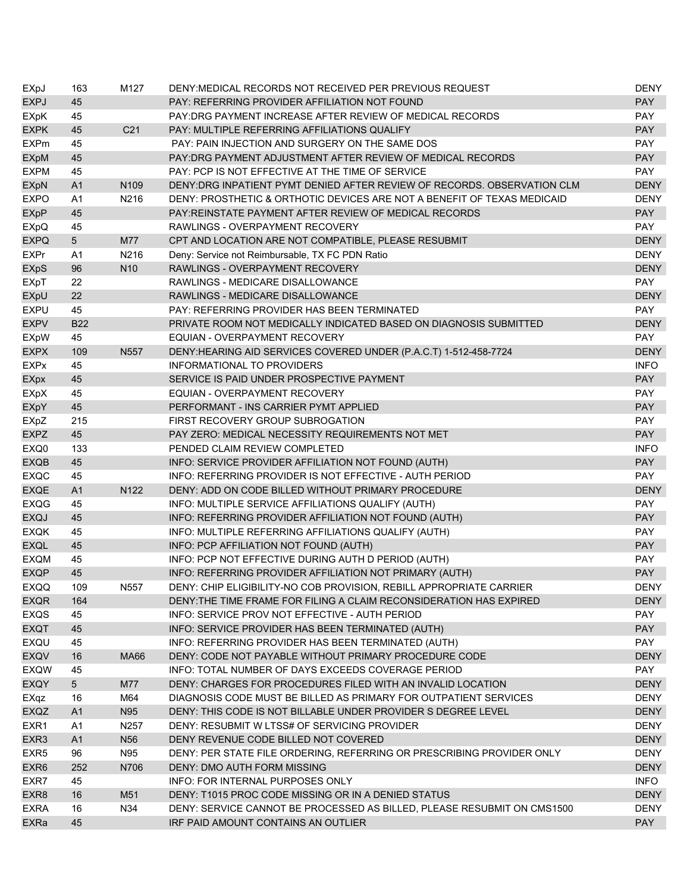| | | | | |
|---|---|---|---|---|
| EXpJ | 163 | M127 | DENY:MEDICAL RECORDS NOT RECEIVED PER PREVIOUS REQUEST | DENY |
| EXPJ | 45 | | PAY: REFERRING PROVIDER AFFILIATION NOT FOUND | PAY |
| EXpK | 45 | | PAY:DRG PAYMENT INCREASE AFTER REVIEW OF MEDICAL RECORDS | PAY |
| EXPK | 45 | C21 | PAY: MULTIPLE REFERRING AFFILIATIONS QUALIFY | PAY |
| EXPm | 45 | | PAY: PAIN INJECTION AND SURGERY ON THE SAME DOS | PAY |
| EXpM | 45 | | PAY:DRG PAYMENT ADJUSTMENT AFTER REVIEW OF MEDICAL RECORDS | PAY |
| EXPM | 45 | | PAY: PCP IS NOT EFFECTIVE AT THE TIME OF SERVICE | PAY |
| EXpN | A1 | N109 | DENY:DRG INPATIENT PYMT DENIED AFTER REVIEW OF RECORDS. OBSERVATION CLM | DENY |
| EXPO | A1 | N216 | DENY: PROSTHETIC & ORTHOTIC DEVICES ARE NOT A BENEFIT OF TEXAS MEDICAID | DENY |
| EXpP | 45 | | PAY:REINSTATE PAYMENT AFTER REVIEW OF MEDICAL RECORDS | PAY |
| EXpQ | 45 | | RAWLINGS - OVERPAYMENT RECOVERY | PAY |
| EXPQ | 5 | M77 | CPT AND LOCATION ARE NOT COMPATIBLE, PLEASE RESUBMIT | DENY |
| EXPr | A1 | N216 | Deny: Service not Reimbursable, TX FC PDN Ratio | DENY |
| EXpS | 96 | N10 | RAWLINGS - OVERPAYMENT RECOVERY | DENY |
| EXpT | 22 | | RAWLINGS - MEDICARE DISALLOWANCE | PAY |
| EXpU | 22 | | RAWLINGS - MEDICARE DISALLOWANCE | DENY |
| EXPU | 45 | | PAY: REFERRING PROVIDER HAS BEEN TERMINATED | PAY |
| EXPV | B22 | | PRIVATE ROOM NOT MEDICALLY INDICATED BASED ON DIAGNOSIS SUBMITTED | DENY |
| EXpW | 45 | | EQUIAN - OVERPAYMENT RECOVERY | PAY |
| EXPX | 109 | N557 | DENY:HEARING AID SERVICES COVERED UNDER (P.A.C.T) 1-512-458-7724 | DENY |
| EXPx | 45 | | INFORMATIONAL TO PROVIDERS | INFO |
| EXpx | 45 | | SERVICE IS PAID UNDER PROSPECTIVE PAYMENT | PAY |
| EXpX | 45 | | EQUIAN - OVERPAYMENT RECOVERY | PAY |
| EXpY | 45 | | PERFORMANT - INS CARRIER PYMT APPLIED | PAY |
| EXpZ | 215 | | FIRST RECOVERY GROUP SUBROGATION | PAY |
| EXPZ | 45 | | PAY ZERO: MEDICAL NECESSITY REQUIREMENTS NOT MET | PAY |
| EXQ0 | 133 | | PENDED CLAIM REVIEW COMPLETED | INFO |
| EXQB | 45 | | INFO: SERVICE PROVIDER AFFILIATION NOT FOUND (AUTH) | PAY |
| EXQC | 45 | | INFO: REFERRING PROVIDER IS NOT EFFECTIVE - AUTH PERIOD | PAY |
| EXQE | A1 | N122 | DENY: ADD ON CODE BILLED WITHOUT PRIMARY PROCEDURE | DENY |
| EXQG | 45 | | INFO: MULTIPLE SERVICE AFFILIATIONS QUALIFY (AUTH) | PAY |
| EXQJ | 45 | | INFO: REFERRING PROVIDER AFFILIATION NOT FOUND (AUTH) | PAY |
| EXQK | 45 | | INFO: MULTIPLE REFERRING AFFILIATIONS QUALIFY (AUTH) | PAY |
| EXQL | 45 | | INFO: PCP AFFILIATION NOT FOUND (AUTH) | PAY |
| EXQM | 45 | | INFO: PCP NOT EFFECTIVE DURING AUTH D PERIOD (AUTH) | PAY |
| EXQP | 45 | | INFO: REFERRING PROVIDER AFFILIATION NOT PRIMARY (AUTH) | PAY |
| EXQQ | 109 | N557 | DENY: CHIP ELIGIBILITY-NO COB PROVISION, REBILL APPROPRIATE CARRIER | DENY |
| EXQR | 164 | | DENY:THE TIME FRAME FOR FILING A CLAIM RECONSIDERATION HAS EXPIRED | DENY |
| EXQS | 45 | | INFO: SERVICE PROV NOT EFFECTIVE - AUTH PERIOD | PAY |
| EXQT | 45 | | INFO: SERVICE PROVIDER HAS BEEN TERMINATED (AUTH) | PAY |
| EXQU | 45 | | INFO: REFERRING PROVIDER HAS BEEN TERMINATED (AUTH) | PAY |
| EXQV | 16 | MA66 | DENY: CODE NOT PAYABLE WITHOUT PRIMARY PROCEDURE CODE | DENY |
| EXQW | 45 | | INFO: TOTAL NUMBER OF DAYS EXCEEDS COVERAGE PERIOD | PAY |
| EXQY | 5 | M77 | DENY: CHARGES FOR PROCEDURES FILED WITH AN INVALID LOCATION | DENY |
| EXqz | 16 | M64 | DIAGNOSIS CODE MUST BE BILLED AS PRIMARY FOR OUTPATIENT SERVICES | DENY |
| EXQZ | A1 | N95 | DENY: THIS CODE IS NOT BILLABLE UNDER PROVIDER S DEGREE LEVEL | DENY |
| EXR1 | A1 | N257 | DENY: RESUBMIT W LTSS# OF SERVICING PROVIDER | DENY |
| EXR3 | A1 | N56 | DENY REVENUE CODE BILLED NOT COVERED | DENY |
| EXR5 | 96 | N95 | DENY: PER STATE FILE ORDERING, REFERRING OR PRESCRIBING PROVIDER ONLY | DENY |
| EXR6 | 252 | N706 | DENY: DMO AUTH FORM MISSING | DENY |
| EXR7 | 45 | | INFO: FOR INTERNAL PURPOSES ONLY | INFO |
| EXR8 | 16 | M51 | DENY: T1015 PROC CODE MISSING OR IN A DENIED STATUS | DENY |
| EXRA | 16 | N34 | DENY: SERVICE CANNOT BE PROCESSED AS BILLED, PLEASE RESUBMIT ON CMS1500 | DENY |
| EXRa | 45 | | IRF PAID AMOUNT CONTAINS AN OUTLIER | PAY |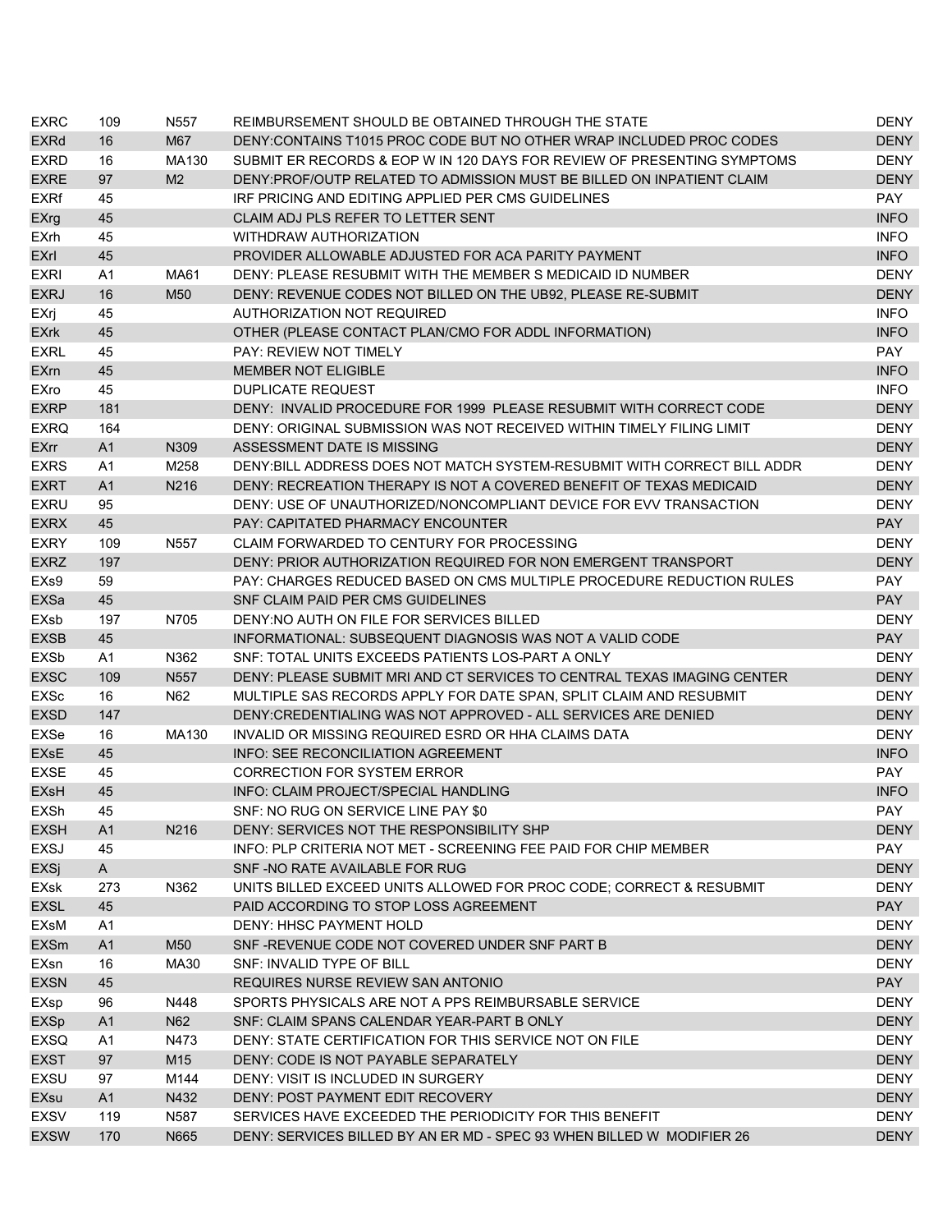| EXRC | 109 | N557 | REIMBURSEMENT SHOULD BE OBTAINED THROUGH THE STATE | DENY |
|---|---|---|---|---|
| EXRd | 16 | M67 | DENY:CONTAINS T1015 PROC CODE BUT NO OTHER WRAP INCLUDED PROC CODES | DENY |
| EXRD | 16 | MA130 | SUBMIT ER RECORDS & EOP W IN 120 DAYS FOR REVIEW OF PRESENTING SYMPTOMS | DENY |
| EXRE | 97 | M2 | DENY:PROF/OUTP RELATED TO ADMISSION MUST BE BILLED ON INPATIENT CLAIM | DENY |
| EXRf | 45 | | IRF PRICING AND EDITING APPLIED PER CMS GUIDELINES | PAY |
| EXrg | 45 | | CLAIM ADJ PLS REFER TO LETTER SENT | INFO |
| EXrh | 45 | | WITHDRAW AUTHORIZATION | INFO |
| EXrI | 45 | | PROVIDER ALLOWABLE ADJUSTED FOR ACA PARITY PAYMENT | INFO |
| EXRI | A1 | MA61 | DENY: PLEASE RESUBMIT WITH THE MEMBER S MEDICAID ID NUMBER | DENY |
| EXRJ | 16 | M50 | DENY: REVENUE CODES NOT BILLED ON THE UB92, PLEASE RE-SUBMIT | DENY |
| EXrj | 45 | | AUTHORIZATION NOT REQUIRED | INFO |
| EXrk | 45 | | OTHER (PLEASE CONTACT PLAN/CMO FOR ADDL INFORMATION) | INFO |
| EXRL | 45 | | PAY: REVIEW NOT TIMELY | PAY |
| EXrn | 45 | | MEMBER NOT ELIGIBLE | INFO |
| EXro | 45 | | DUPLICATE REQUEST | INFO |
| EXRP | 181 | | DENY: INVALID PROCEDURE FOR 1999 PLEASE RESUBMIT WITH CORRECT CODE | DENY |
| EXRQ | 164 | | DENY: ORIGINAL SUBMISSION WAS NOT RECEIVED WITHIN TIMELY FILING LIMIT | DENY |
| EXrr | A1 | N309 | ASSESSMENT DATE IS MISSING | DENY |
| EXRS | A1 | M258 | DENY:BILL ADDRESS DOES NOT MATCH SYSTEM-RESUBMIT WITH CORRECT BILL ADDR | DENY |
| EXRT | A1 | N216 | DENY: RECREATION THERAPY IS NOT A COVERED BENEFIT OF TEXAS MEDICAID | DENY |
| EXRU | 95 | | DENY: USE OF UNAUTHORIZED/NONCOMPLIANT DEVICE FOR EVV TRANSACTION | DENY |
| EXRX | 45 | | PAY: CAPITATED PHARMACY ENCOUNTER | PAY |
| EXRY | 109 | N557 | CLAIM FORWARDED TO CENTURY FOR PROCESSING | DENY |
| EXRZ | 197 | | DENY: PRIOR AUTHORIZATION REQUIRED FOR NON EMERGENT TRANSPORT | DENY |
| EXs9 | 59 | | PAY: CHARGES REDUCED BASED ON CMS MULTIPLE PROCEDURE REDUCTION RULES | PAY |
| EXSa | 45 | | SNF CLAIM PAID PER CMS GUIDELINES | PAY |
| EXsb | 197 | N705 | DENY:NO AUTH ON FILE FOR SERVICES BILLED | DENY |
| EXSB | 45 | | INFORMATIONAL: SUBSEQUENT DIAGNOSIS WAS NOT A VALID CODE | PAY |
| EXSb | A1 | N362 | SNF: TOTAL UNITS EXCEEDS PATIENTS LOS-PART A ONLY | DENY |
| EXSC | 109 | N557 | DENY: PLEASE SUBMIT MRI AND CT SERVICES TO CENTRAL TEXAS IMAGING CENTER | DENY |
| EXSc | 16 | N62 | MULTIPLE SAS RECORDS APPLY FOR DATE SPAN, SPLIT CLAIM AND RESUBMIT | DENY |
| EXSD | 147 | | DENY:CREDENTIALING WAS NOT APPROVED - ALL SERVICES ARE DENIED | DENY |
| EXSe | 16 | MA130 | INVALID OR MISSING REQUIRED ESRD OR HHA CLAIMS DATA | DENY |
| EXsE | 45 | | INFO: SEE RECONCILIATION AGREEMENT | INFO |
| EXSE | 45 | | CORRECTION FOR SYSTEM ERROR | PAY |
| EXsH | 45 | | INFO: CLAIM PROJECT/SPECIAL HANDLING | INFO |
| EXSh | 45 | | SNF: NO RUG ON SERVICE LINE PAY $0 | PAY |
| EXSH | A1 | N216 | DENY: SERVICES NOT THE RESPONSIBILITY SHP | DENY |
| EXSJ | 45 | | INFO: PLP CRITERIA NOT MET - SCREENING FEE PAID FOR CHIP MEMBER | PAY |
| EXSj | A | | SNF -NO RATE AVAILABLE FOR RUG | DENY |
| EXsk | 273 | N362 | UNITS BILLED EXCEED UNITS ALLOWED FOR PROC CODE; CORRECT & RESUBMIT | DENY |
| EXSL | 45 | | PAID ACCORDING TO STOP LOSS AGREEMENT | PAY |
| EXsM | A1 | | DENY: HHSC PAYMENT HOLD | DENY |
| EXSm | A1 | M50 | SNF -REVENUE CODE NOT COVERED UNDER SNF PART B | DENY |
| EXsn | 16 | MA30 | SNF: INVALID TYPE OF BILL | DENY |
| EXSN | 45 | | REQUIRES NURSE REVIEW SAN ANTONIO | PAY |
| EXsp | 96 | N448 | SPORTS PHYSICALS ARE NOT A PPS REIMBURSABLE SERVICE | DENY |
| EXSp | A1 | N62 | SNF: CLAIM SPANS CALENDAR YEAR-PART B ONLY | DENY |
| EXSQ | A1 | N473 | DENY: STATE CERTIFICATION FOR THIS SERVICE NOT ON FILE | DENY |
| EXST | 97 | M15 | DENY: CODE IS NOT PAYABLE SEPARATELY | DENY |
| EXSU | 97 | M144 | DENY: VISIT IS INCLUDED IN SURGERY | DENY |
| EXsu | A1 | N432 | DENY: POST PAYMENT EDIT RECOVERY | DENY |
| EXSV | 119 | N587 | SERVICES HAVE EXCEEDED THE PERIODICITY FOR THIS BENEFIT | DENY |
| EXSW | 170 | N665 | DENY: SERVICES BILLED BY AN ER MD - SPEC 93 WHEN BILLED W MODIFIER 26 | DENY |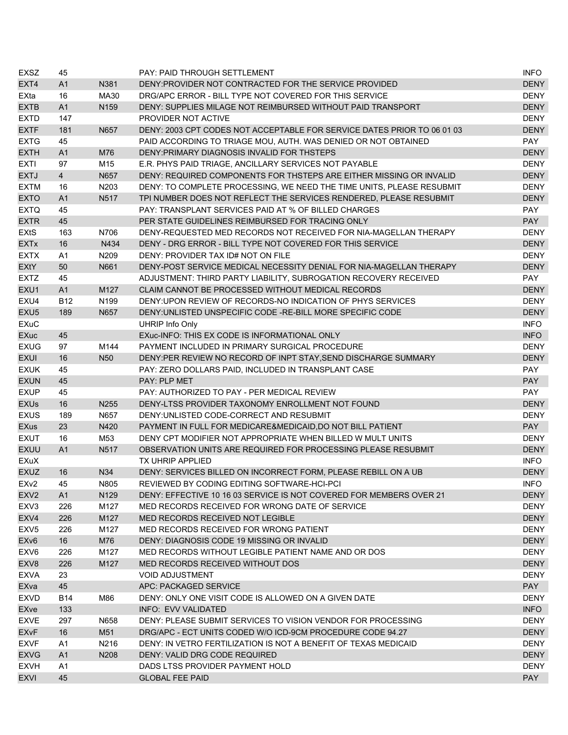| | | | | |
|---|---|---|---|---|
| EXSZ | 45 | | PAY: PAID THROUGH SETTLEMENT | INFO |
| EXT4 | A1 | N381 | DENY:PROVIDER NOT CONTRACTED FOR THE SERVICE PROVIDED | DENY |
| EXta | 16 | MA30 | DRG/APC ERROR - BILL TYPE NOT COVERED FOR THIS SERVICE | DENY |
| EXTB | A1 | N159 | DENY: SUPPLIES MILAGE NOT REIMBURSED WITHOUT PAID TRANSPORT | DENY |
| EXTD | 147 | | PROVIDER NOT ACTIVE | DENY |
| EXTF | 181 | N657 | DENY: 2003 CPT CODES NOT ACCEPTABLE FOR SERVICE DATES PRIOR TO 06 01 03 | DENY |
| EXTG | 45 | | PAID ACCORDING TO TRIAGE MOU, AUTH. WAS DENIED OR NOT OBTAINED | PAY |
| EXTH | A1 | M76 | DENY:PRIMARY DIAGNOSIS INVALID FOR THSTEPS | DENY |
| EXTI | 97 | M15 | E.R. PHYS PAID TRIAGE, ANCILLARY SERVICES NOT PAYABLE | DENY |
| EXTJ | 4 | N657 | DENY: REQUIRED COMPONENTS FOR THSTEPS ARE EITHER MISSING OR INVALID | DENY |
| EXTM | 16 | N203 | DENY: TO COMPLETE PROCESSING, WE NEED THE TIME UNITS, PLEASE RESUBMIT | DENY |
| EXTO | A1 | N517 | TPI NUMBER DOES NOT REFLECT THE SERVICES RENDERED, PLEASE RESUBMIT | DENY |
| EXTQ | 45 | | PAY: TRANSPLANT SERVICES PAID AT % OF BILLED CHARGES | PAY |
| EXTR | 45 | | PER STATE GUIDELINES REIMBURSED FOR TRACING ONLY | PAY |
| EXtS | 163 | N706 | DENY-REQUESTED MED RECORDS NOT RECEIVED FOR NIA-MAGELLAN THERAPY | DENY |
| EXTx | 16 | N434 | DENY - DRG ERROR - BILL TYPE NOT COVERED FOR THIS SERVICE | DENY |
| EXTX | A1 | N209 | DENY: PROVIDER TAX ID# NOT ON FILE | DENY |
| EXtY | 50 | N661 | DENY-POST SERVICE MEDICAL NECESSITY DENIAL FOR NIA-MAGELLAN THERAPY | DENY |
| EXTZ | 45 | | ADJUSTMENT: THIRD PARTY LIABILITY, SUBROGATION RECOVERY RECEIVED | PAY |
| EXU1 | A1 | M127 | CLAIM CANNOT BE PROCESSED WITHOUT MEDICAL RECORDS | DENY |
| EXU4 | B12 | N199 | DENY:UPON REVIEW OF RECORDS-NO INDICATION OF PHYS SERVICES | DENY |
| EXU5 | 189 | N657 | DENY:UNLISTED UNSPECIFIC CODE -RE-BILL MORE SPECIFIC CODE | DENY |
| EXuC | | | UHRIP Info Only | INFO |
| EXuc | 45 | | EXuc-INFO: THIS EX CODE IS INFORMATIONAL ONLY | INFO |
| EXUG | 97 | M144 | PAYMENT INCLUDED IN PRIMARY SURGICAL PROCEDURE | DENY |
| EXUI | 16 | N50 | DENY:PER REVIEW NO RECORD OF INPT STAY,SEND DISCHARGE SUMMARY | DENY |
| EXUK | 45 | | PAY: ZERO DOLLARS PAID, INCLUDED IN TRANSPLANT CASE | PAY |
| EXUN | 45 | | PAY: PLP MET | PAY |
| EXUP | 45 | | PAY: AUTHORIZED TO PAY - PER MEDICAL REVIEW | PAY |
| EXUs | 16 | N255 | DENY-LTSS PROVIDER TAXONOMY ENROLLMENT NOT FOUND | DENY |
| EXUS | 189 | N657 | DENY:UNLISTED CODE-CORRECT AND RESUBMIT | DENY |
| EXus | 23 | N420 | PAYMENT IN FULL FOR MEDICARE&MEDICAID,DO NOT BILL PATIENT | PAY |
| EXUT | 16 | M53 | DENY CPT MODIFIER NOT APPROPRIATE WHEN BILLED W MULT UNITS | DENY |
| EXUU | A1 | N517 | OBSERVATION UNITS ARE REQUIRED FOR PROCESSING PLEASE RESUBMIT | DENY |
| EXuX | | | TX UHRIP APPLIED | INFO |
| EXUZ | 16 | N34 | DENY: SERVICES BILLED ON INCORRECT FORM, PLEASE REBILL ON A UB | DENY |
| EXv2 | 45 | N805 | REVIEWED BY CODING EDITING SOFTWARE-HCI-PCI | INFO |
| EXV2 | A1 | N129 | DENY: EFFECTIVE 10 16 03 SERVICE IS NOT COVERED FOR MEMBERS OVER 21 | DENY |
| EXV3 | 226 | M127 | MED RECORDS RECEIVED FOR WRONG DATE OF SERVICE | DENY |
| EXV4 | 226 | M127 | MED RECORDS RECEIVED NOT LEGIBLE | DENY |
| EXV5 | 226 | M127 | MED RECORDS RECEIVED FOR WRONG PATIENT | DENY |
| EXv6 | 16 | M76 | DENY: DIAGNOSIS CODE 19 MISSING OR INVALID | DENY |
| EXV6 | 226 | M127 | MED RECORDS WITHOUT LEGIBLE PATIENT NAME AND OR DOS | DENY |
| EXV8 | 226 | M127 | MED RECORDS RECEIVED WITHOUT DOS | DENY |
| EXVA | 23 | | VOID ADJUSTMENT | DENY |
| EXva | 45 | | APC: PACKAGED SERVICE | PAY |
| EXVD | B14 | M86 | DENY: ONLY ONE VISIT CODE IS ALLOWED ON A GIVEN DATE | DENY |
| EXve | 133 | | INFO: EVV VALIDATED | INFO |
| EXVE | 297 | N658 | DENY: PLEASE SUBMIT SERVICES TO VISION VENDOR FOR PROCESSING | DENY |
| EXvF | 16 | M51 | DRG/APC - ECT UNITS CODED W/O ICD-9CM PROCEDURE CODE 94.27 | DENY |
| EXVF | A1 | N216 | DENY: IN VETRO FERTILIZATION IS NOT A BENEFIT OF TEXAS MEDICAID | DENY |
| EXVG | A1 | N208 | DENY: VALID DRG CODE REQUIRED | DENY |
| EXVH | A1 | | DADS LTSS PROVIDER PAYMENT HOLD | DENY |
| EXVI | 45 | | GLOBAL FEE PAID | PAY |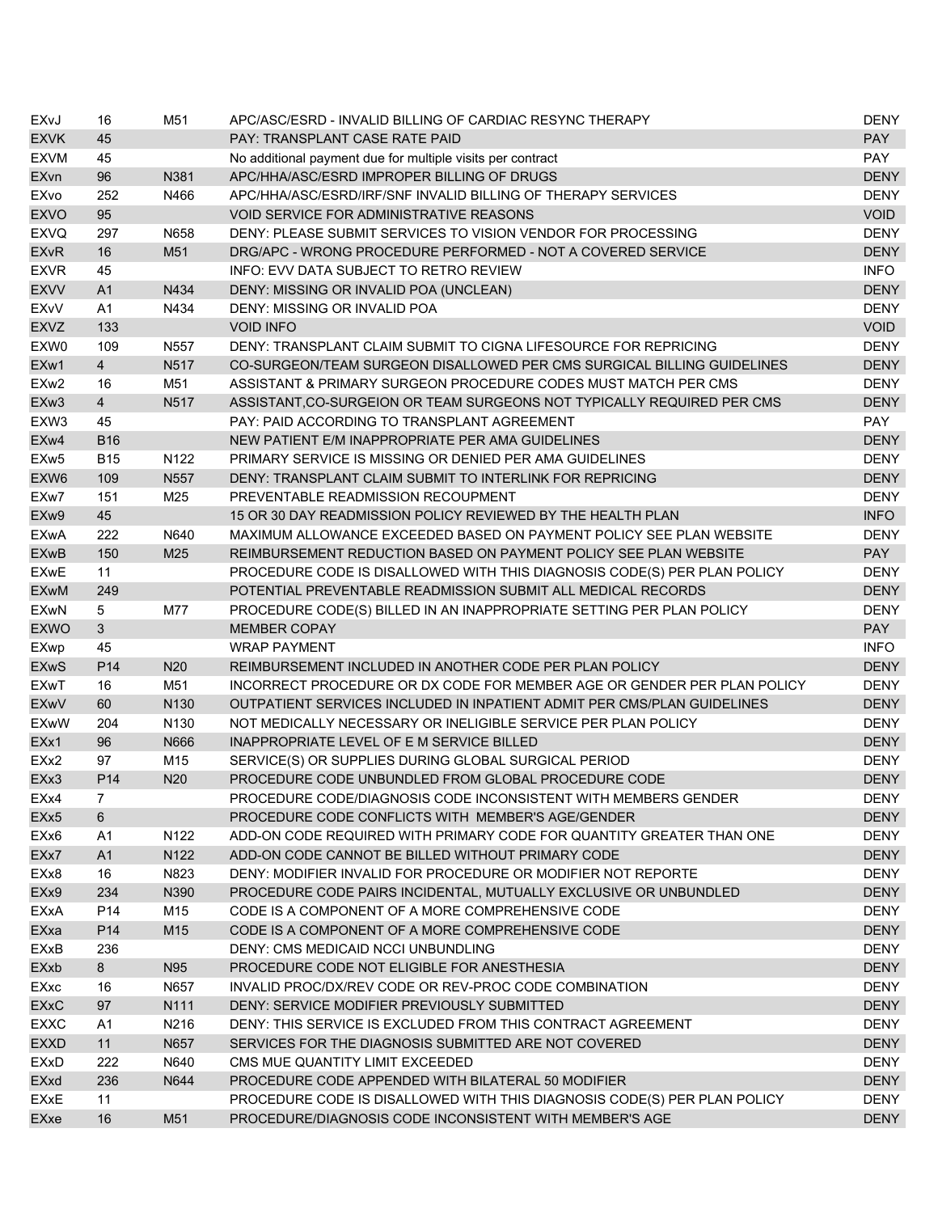| | | | | |
|---|---|---|---|---|
| EXvJ | 16 | M51 | APC/ASC/ESRD - INVALID BILLING OF CARDIAC RESYNC THERAPY | DENY |
| EXVK | 45 | | PAY: TRANSPLANT CASE RATE PAID | PAY |
| EXVM | 45 | | No additional payment due for multiple visits per contract | PAY |
| EXvn | 96 | N381 | APC/HHA/ASC/ESRD IMPROPER BILLING OF DRUGS | DENY |
| EXvo | 252 | N466 | APC/HHA/ASC/ESRD/IRF/SNF INVALID BILLING OF THERAPY SERVICES | DENY |
| EXVO | 95 | | VOID SERVICE FOR ADMINISTRATIVE REASONS | VOID |
| EXVQ | 297 | N658 | DENY: PLEASE SUBMIT SERVICES TO VISION VENDOR FOR PROCESSING | DENY |
| EXvR | 16 | M51 | DRG/APC - WRONG PROCEDURE PERFORMED - NOT A COVERED SERVICE | DENY |
| EXVR | 45 | | INFO: EVV DATA SUBJECT TO RETRO REVIEW | INFO |
| EXVV | A1 | N434 | DENY: MISSING OR INVALID POA (UNCLEAN) | DENY |
| EXvV | A1 | N434 | DENY: MISSING OR INVALID POA | DENY |
| EXVZ | 133 | | VOID INFO | VOID |
| EXW0 | 109 | N557 | DENY: TRANSPLANT CLAIM SUBMIT TO CIGNA LIFESOURCE FOR REPRICING | DENY |
| EXw1 | 4 | N517 | CO-SURGEON/TEAM SURGEON DISALLOWED PER CMS SURGICAL BILLING GUIDELINES | DENY |
| EXw2 | 16 | M51 | ASSISTANT & PRIMARY SURGEON PROCEDURE CODES MUST MATCH PER CMS | DENY |
| EXw3 | 4 | N517 | ASSISTANT,CO-SURGEION OR TEAM SURGEONS NOT TYPICALLY REQUIRED PER CMS | DENY |
| EXW3 | 45 | | PAY: PAID ACCORDING TO TRANSPLANT AGREEMENT | PAY |
| EXw4 | B16 | | NEW PATIENT E/M INAPPROPRIATE PER AMA GUIDELINES | DENY |
| EXw5 | B15 | N122 | PRIMARY SERVICE IS MISSING OR DENIED PER AMA GUIDELINES | DENY |
| EXW6 | 109 | N557 | DENY: TRANSPLANT CLAIM SUBMIT TO INTERLINK FOR REPRICING | DENY |
| EXw7 | 151 | M25 | PREVENTABLE READMISSION RECOUPMENT | DENY |
| EXw9 | 45 | | 15 OR 30 DAY READMISSION POLICY REVIEWED BY THE HEALTH PLAN | INFO |
| EXwA | 222 | N640 | MAXIMUM ALLOWANCE EXCEEDED BASED ON PAYMENT POLICY SEE PLAN WEBSITE | DENY |
| EXwB | 150 | M25 | REIMBURSEMENT REDUCTION BASED ON PAYMENT POLICY SEE PLAN WEBSITE | PAY |
| EXwE | 11 | | PROCEDURE CODE IS DISALLOWED WITH THIS DIAGNOSIS CODE(S) PER PLAN POLICY | DENY |
| EXwM | 249 | | POTENTIAL PREVENTABLE READMISSION SUBMIT ALL MEDICAL RECORDS | DENY |
| EXwN | 5 | M77 | PROCEDURE CODE(S) BILLED IN AN INAPPROPRIATE SETTING PER PLAN POLICY | DENY |
| EXWO | 3 | | MEMBER COPAY | PAY |
| EXwp | 45 | | WRAP PAYMENT | INFO |
| EXwS | P14 | N20 | REIMBURSEMENT INCLUDED IN ANOTHER CODE PER PLAN POLICY | DENY |
| EXwT | 16 | M51 | INCORRECT PROCEDURE OR DX CODE FOR MEMBER AGE OR GENDER PER PLAN POLICY | DENY |
| EXwV | 60 | N130 | OUTPATIENT SERVICES INCLUDED IN INPATIENT ADMIT PER CMS/PLAN GUIDELINES | DENY |
| EXwW | 204 | N130 | NOT MEDICALLY NECESSARY OR INELIGIBLE SERVICE PER PLAN POLICY | DENY |
| EXx1 | 96 | N666 | INAPPROPRIATE LEVEL OF E M SERVICE BILLED | DENY |
| EXx2 | 97 | M15 | SERVICE(S) OR SUPPLIES DURING GLOBAL SURGICAL PERIOD | DENY |
| EXx3 | P14 | N20 | PROCEDURE CODE UNBUNDLED FROM GLOBAL PROCEDURE CODE | DENY |
| EXx4 | 7 | | PROCEDURE CODE/DIAGNOSIS CODE INCONSISTENT WITH MEMBERS GENDER | DENY |
| EXx5 | 6 | | PROCEDURE CODE CONFLICTS WITH MEMBER'S AGE/GENDER | DENY |
| EXx6 | A1 | N122 | ADD-ON CODE REQUIRED WITH PRIMARY CODE FOR QUANTITY GREATER THAN ONE | DENY |
| EXx7 | A1 | N122 | ADD-ON CODE CANNOT BE BILLED WITHOUT PRIMARY CODE | DENY |
| EXx8 | 16 | N823 | DENY: MODIFIER INVALID FOR PROCEDURE OR MODIFIER NOT REPORTE | DENY |
| EXx9 | 234 | N390 | PROCEDURE CODE PAIRS INCIDENTAL, MUTUALLY EXCLUSIVE OR UNBUNDLED | DENY |
| EXxA | P14 | M15 | CODE IS A COMPONENT OF A MORE COMPREHENSIVE CODE | DENY |
| EXxa | P14 | M15 | CODE IS A COMPONENT OF A MORE COMPREHENSIVE CODE | DENY |
| EXxB | 236 | | DENY: CMS MEDICAID NCCI UNBUNDLING | DENY |
| EXxb | 8 | N95 | PROCEDURE CODE NOT ELIGIBLE FOR ANESTHESIA | DENY |
| EXxc | 16 | N657 | INVALID PROC/DX/REV CODE OR REV-PROC CODE COMBINATION | DENY |
| EXxC | 97 | N111 | DENY: SERVICE MODIFIER PREVIOUSLY SUBMITTED | DENY |
| EXXC | A1 | N216 | DENY: THIS SERVICE IS EXCLUDED FROM THIS CONTRACT AGREEMENT | DENY |
| EXXD | 11 | N657 | SERVICES FOR THE DIAGNOSIS SUBMITTED ARE NOT COVERED | DENY |
| EXxD | 222 | N640 | CMS MUE QUANTITY LIMIT EXCEEDED | DENY |
| EXxd | 236 | N644 | PROCEDURE CODE APPENDED WITH BILATERAL 50 MODIFIER | DENY |
| EXxE | 11 | | PROCEDURE CODE IS DISALLOWED WITH THIS DIAGNOSIS CODE(S) PER PLAN POLICY | DENY |
| EXxe | 16 | M51 | PROCEDURE/DIAGNOSIS CODE INCONSISTENT WITH MEMBER'S AGE | DENY |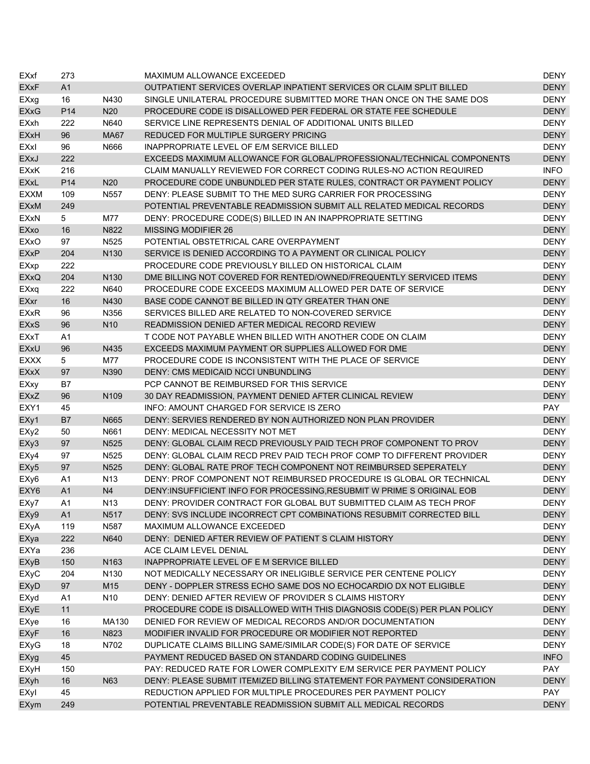| | | | | |
|---|---|---|---|---|
| EXxf | 273 | | MAXIMUM ALLOWANCE EXCEEDED | DENY |
| EXxF | A1 | | OUTPATIENT SERVICES OVERLAP INPATIENT SERVICES OR CLAIM SPLIT BILLED | DENY |
| EXxg | 16 | N430 | SINGLE UNILATERAL PROCEDURE SUBMITTED MORE THAN ONCE ON THE SAME DOS | DENY |
| EXxG | P14 | N20 | PROCEDURE CODE IS DISALLOWED PER FEDERAL OR STATE FEE SCHEDULE | DENY |
| EXxh | 222 | N640 | SERVICE LINE REPRESENTS DENIAL OF ADDITIONAL UNITS BILLED | DENY |
| EXxH | 96 | MA67 | REDUCED FOR MULTIPLE SURGERY PRICING | DENY |
| EXxI | 96 | N666 | INAPPROPRIATE LEVEL OF E/M SERVICE BILLED | DENY |
| EXxJ | 222 | | EXCEEDS MAXIMUM ALLOWANCE FOR GLOBAL/PROFESSIONAL/TECHNICAL COMPONENTS | DENY |
| EXxK | 216 | | CLAIM MANUALLY REVIEWED FOR CORRECT CODING RULES-NO ACTION REQUIRED | INFO |
| EXxL | P14 | N20 | PROCEDURE CODE UNBUNDLED PER STATE RULES, CONTRACT OR PAYMENT POLICY | DENY |
| EXXM | 109 | N557 | DENY: PLEASE SUBMIT TO THE MED SURG CARRIER FOR PROCESSING | DENY |
| EXxM | 249 | | POTENTIAL PREVENTABLE READMISSION SUBMIT ALL RELATED MEDICAL RECORDS | DENY |
| EXxN | 5 | M77 | DENY: PROCEDURE CODE(S) BILLED IN AN INAPPROPRIATE SETTING | DENY |
| EXxo | 16 | N822 | MISSING MODIFIER 26 | DENY |
| EXxO | 97 | N525 | POTENTIAL OBSTETRICAL CARE OVERPAYMENT | DENY |
| EXxP | 204 | N130 | SERVICE IS DENIED ACCORDING TO A PAYMENT OR CLINICAL POLICY | DENY |
| EXxp | 222 | | PROCEDURE CODE PREVIOUSLY BILLED ON HISTORICAL CLAIM | DENY |
| EXxQ | 204 | N130 | DME BILLING NOT COVERED FOR RENTED/OWNED/FREQUENTLY SERVICED ITEMS | DENY |
| EXxq | 222 | N640 | PROCEDURE CODE EXCEEDS MAXIMUM ALLOWED PER DATE OF SERVICE | DENY |
| EXxr | 16 | N430 | BASE CODE CANNOT BE BILLED IN QTY GREATER THAN ONE | DENY |
| EXxR | 96 | N356 | SERVICES BILLED ARE RELATED TO NON-COVERED SERVICE | DENY |
| EXxS | 96 | N10 | READMISSION DENIED AFTER MEDICAL RECORD REVIEW | DENY |
| EXxT | A1 | | T CODE NOT PAYABLE WHEN BILLED WITH ANOTHER CODE ON CLAIM | DENY |
| EXxU | 96 | N435 | EXCEEDS MAXIMUM PAYMENT OR SUPPLIES ALLOWED FOR DME | DENY |
| EXXX | 5 | M77 | PROCEDURE CODE IS INCONSISTENT WITH THE PLACE OF SERVICE | DENY |
| EXxX | 97 | N390 | DENY: CMS MEDICAID NCCI UNBUNDLING | DENY |
| EXxy | B7 | | PCP CANNOT BE REIMBURSED FOR THIS SERVICE | DENY |
| EXxZ | 96 | N109 | 30 DAY READMISSION, PAYMENT DENIED AFTER CLINICAL REVIEW | DENY |
| EXY1 | 45 | | INFO: AMOUNT CHARGED FOR SERVICE IS ZERO | PAY |
| EXy1 | B7 | N665 | DENY: SERVIES RENDERED BY NON AUTHORIZED NON PLAN PROVIDER | DENY |
| EXy2 | 50 | N661 | DENY: MEDICAL NECESSITY NOT MET | DENY |
| EXy3 | 97 | N525 | DENY: GLOBAL CLAIM RECD PREVIOUSLY PAID TECH PROF COMPONENT TO PROV | DENY |
| EXy4 | 97 | N525 | DENY: GLOBAL CLAIM RECD PREV PAID TECH PROF COMP TO DIFFERENT PROVIDER | DENY |
| EXy5 | 97 | N525 | DENY: GLOBAL RATE PROF TECH COMPONENT NOT REIMBURSED SEPERATELY | DENY |
| EXy6 | A1 | N13 | DENY: PROF COMPONENT NOT REIMBURSED PROCEDURE IS GLOBAL OR TECHNICAL | DENY |
| EXY6 | A1 | N4 | DENY:INSUFFICIENT INFO FOR PROCESSING,RESUBMIT W PRIME S ORIGINAL EOB | DENY |
| EXy7 | A1 | N13 | DENY: PROVIDER CONTRACT FOR GLOBAL BUT SUBMITTED CLAIM AS TECH PROF | DENY |
| EXy9 | A1 | N517 | DENY: SVS INCLUDE INCORRECT CPT COMBINATIONS RESUBMIT CORRECTED BILL | DENY |
| EXyA | 119 | N587 | MAXIMUM ALLOWANCE EXCEEDED | DENY |
| EXya | 222 | N640 | DENY: DENIED AFTER REVIEW OF PATIENT S CLAIM HISTORY | DENY |
| EXYa | 236 | | ACE CLAIM LEVEL DENIAL | DENY |
| EXyB | 150 | N163 | INAPPROPRIATE LEVEL OF E M SERVICE BILLED | DENY |
| EXyC | 204 | N130 | NOT MEDICALLY NECESSARY OR INELIGIBLE SERVICE PER CENTENE POLICY | DENY |
| EXyD | 97 | M15 | DENY - DOPPLER STRESS ECHO SAME DOS NO ECHOCARDIO DX NOT ELIGIBLE | DENY |
| EXyd | A1 | N10 | DENY: DENIED AFTER REVIEW OF PROVIDER S CLAIMS HISTORY | DENY |
| EXyE | 11 | | PROCEDURE CODE IS DISALLOWED WITH THIS DIAGNOSIS CODE(S) PER PLAN POLICY | DENY |
| EXye | 16 | MA130 | DENIED FOR REVIEW OF MEDICAL RECORDS AND/OR DOCUMENTATION | DENY |
| EXyF | 16 | N823 | MODIFIER INVALID FOR PROCEDURE OR MODIFIER NOT REPORTED | DENY |
| EXyG | 18 | N702 | DUPLICATE CLAIMS BILLING SAME/SIMILAR CODE(S) FOR DATE OF SERVICE | DENY |
| EXyg | 45 | | PAYMENT REDUCED BASED ON STANDARD CODING GUIDELINES | INFO |
| EXyH | 150 | | PAY: REDUCED RATE FOR LOWER COMPLEXITY E/M SERVICE PER PAYMENT POLICY | PAY |
| EXyh | 16 | N63 | DENY: PLEASE SUBMIT ITEMIZED BILLING STATEMENT FOR PAYMENT CONSIDERATION | DENY |
| EXyI | 45 | | REDUCTION APPLIED FOR MULTIPLE PROCEDURES PER PAYMENT POLICY | PAY |
| EXym | 249 | | POTENTIAL PREVENTABLE READMISSION SUBMIT ALL MEDICAL RECORDS | DENY |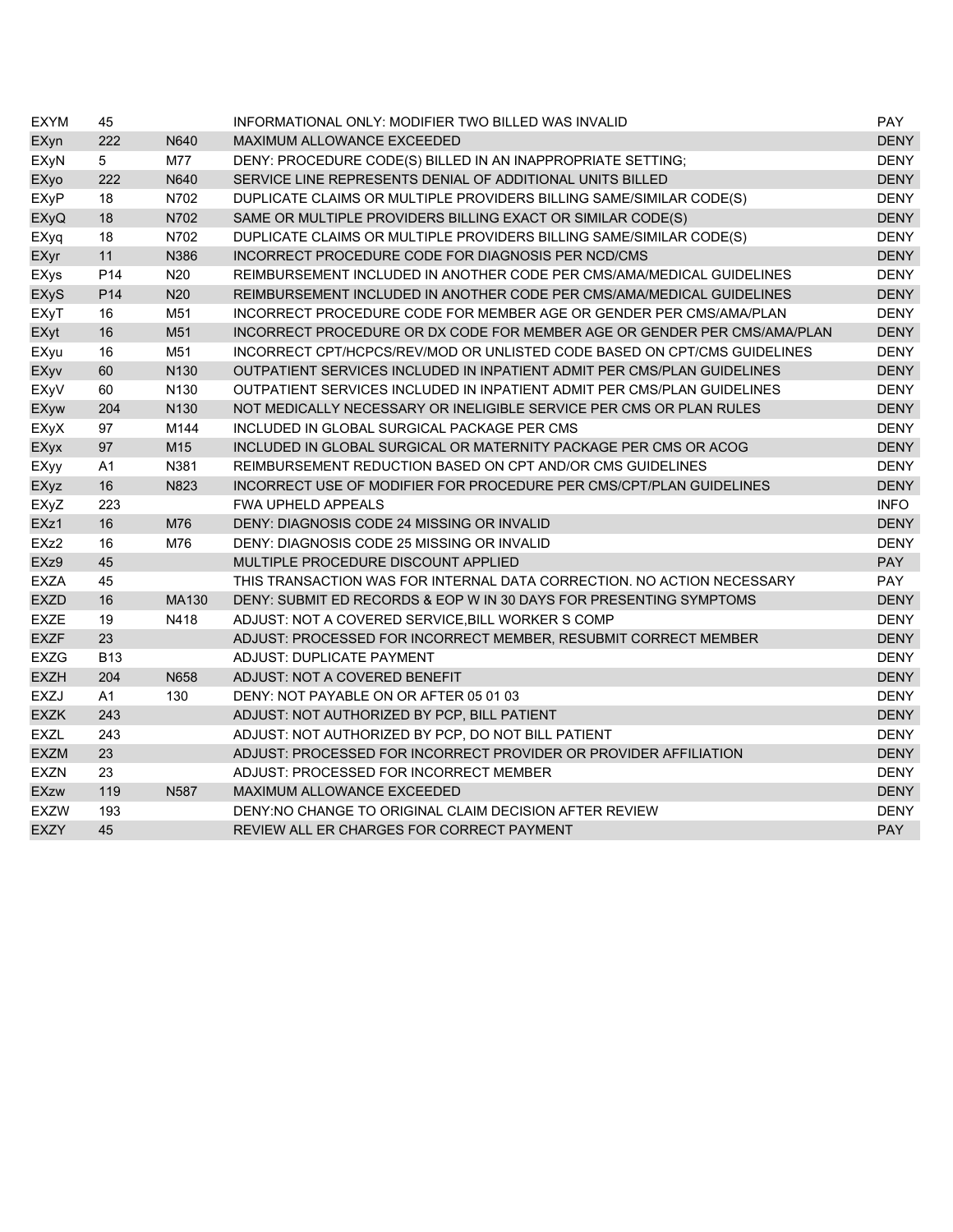| | | | | |
|---|---|---|---|---|
| EXYM | 45 | | INFORMATIONAL ONLY: MODIFIER TWO BILLED WAS INVALID | PAY |
| EXyn | 222 | N640 | MAXIMUM ALLOWANCE EXCEEDED | DENY |
| EXyN | 5 | M77 | DENY: PROCEDURE CODE(S) BILLED IN AN INAPPROPRIATE SETTING; | DENY |
| EXyo | 222 | N640 | SERVICE LINE REPRESENTS DENIAL OF ADDITIONAL UNITS BILLED | DENY |
| EXyP | 18 | N702 | DUPLICATE CLAIMS OR MULTIPLE PROVIDERS BILLING SAME/SIMILAR CODE(S) | DENY |
| EXyQ | 18 | N702 | SAME OR MULTIPLE PROVIDERS BILLING EXACT OR SIMILAR CODE(S) | DENY |
| EXyq | 18 | N702 | DUPLICATE CLAIMS OR MULTIPLE PROVIDERS BILLING SAME/SIMILAR CODE(S) | DENY |
| EXyr | 11 | N386 | INCORRECT PROCEDURE CODE FOR DIAGNOSIS PER NCD/CMS | DENY |
| EXys | P14 | N20 | REIMBURSEMENT INCLUDED IN ANOTHER CODE PER CMS/AMA/MEDICAL GUIDELINES | DENY |
| EXyS | P14 | N20 | REIMBURSEMENT INCLUDED IN ANOTHER CODE PER CMS/AMA/MEDICAL GUIDELINES | DENY |
| EXyT | 16 | M51 | INCORRECT PROCEDURE CODE FOR MEMBER AGE OR GENDER PER CMS/AMA/PLAN | DENY |
| EXyt | 16 | M51 | INCORRECT PROCEDURE OR DX CODE FOR MEMBER AGE OR GENDER PER CMS/AMA/PLAN | DENY |
| EXyu | 16 | M51 | INCORRECT CPT/HCPCS/REV/MOD OR UNLISTED CODE BASED ON CPT/CMS GUIDELINES | DENY |
| EXyv | 60 | N130 | OUTPATIENT SERVICES INCLUDED IN INPATIENT ADMIT PER CMS/PLAN GUIDELINES | DENY |
| EXyV | 60 | N130 | OUTPATIENT SERVICES INCLUDED IN INPATIENT ADMIT PER CMS/PLAN GUIDELINES | DENY |
| EXyw | 204 | N130 | NOT MEDICALLY NECESSARY OR INELIGIBLE SERVICE PER CMS OR PLAN RULES | DENY |
| EXyX | 97 | M144 | INCLUDED IN GLOBAL SURGICAL PACKAGE PER CMS | DENY |
| EXyx | 97 | M15 | INCLUDED IN GLOBAL SURGICAL OR MATERNITY PACKAGE PER CMS OR ACOG | DENY |
| EXyy | A1 | N381 | REIMBURSEMENT REDUCTION BASED ON CPT AND/OR CMS GUIDELINES | DENY |
| EXyz | 16 | N823 | INCORRECT USE OF MODIFIER FOR PROCEDURE PER CMS/CPT/PLAN GUIDELINES | DENY |
| EXyZ | 223 | | FWA UPHELD APPEALS | INFO |
| EXz1 | 16 | M76 | DENY: DIAGNOSIS CODE 24 MISSING OR INVALID | DENY |
| EXz2 | 16 | M76 | DENY: DIAGNOSIS CODE 25 MISSING OR INVALID | DENY |
| EXz9 | 45 | | MULTIPLE PROCEDURE DISCOUNT APPLIED | PAY |
| EXZA | 45 | | THIS TRANSACTION WAS FOR INTERNAL DATA CORRECTION. NO ACTION NECESSARY | PAY |
| EXZD | 16 | MA130 | DENY: SUBMIT ED RECORDS & EOP W IN 30 DAYS FOR PRESENTING SYMPTOMS | DENY |
| EXZE | 19 | N418 | ADJUST: NOT A COVERED SERVICE,BILL WORKER S COMP | DENY |
| EXZF | 23 | | ADJUST: PROCESSED FOR INCORRECT MEMBER, RESUBMIT CORRECT MEMBER | DENY |
| EXZG | B13 | | ADJUST: DUPLICATE PAYMENT | DENY |
| EXZH | 204 | N658 | ADJUST: NOT A COVERED BENEFIT | DENY |
| EXZJ | A1 | 130 | DENY: NOT PAYABLE ON OR AFTER 05 01 03 | DENY |
| EXZK | 243 | | ADJUST: NOT AUTHORIZED BY PCP, BILL PATIENT | DENY |
| EXZL | 243 | | ADJUST: NOT AUTHORIZED BY PCP, DO NOT BILL PATIENT | DENY |
| EXZM | 23 | | ADJUST: PROCESSED FOR INCORRECT PROVIDER OR PROVIDER AFFILIATION | DENY |
| EXZN | 23 | | ADJUST: PROCESSED FOR INCORRECT MEMBER | DENY |
| EXzw | 119 | N587 | MAXIMUM ALLOWANCE EXCEEDED | DENY |
| EXZW | 193 | | DENY:NO CHANGE TO ORIGINAL CLAIM DECISION AFTER REVIEW | DENY |
| EXZY | 45 | | REVIEW ALL ER CHARGES FOR CORRECT PAYMENT | PAY |